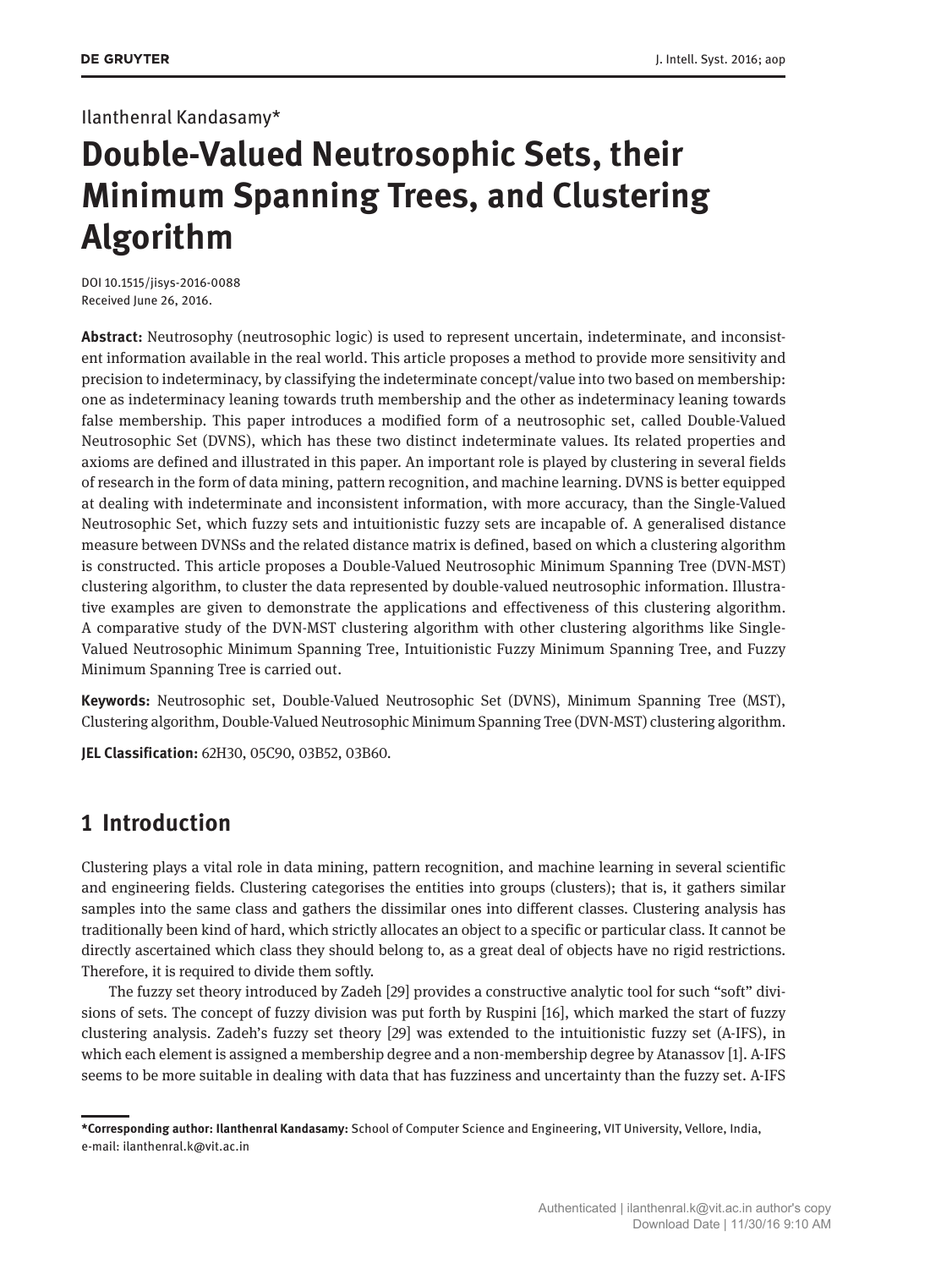Ilanthenral Kandasamy*

# Double-Valued Neutrosophic Sets, their Minimum Spanning Trees, and Clustering Algorithm

DOI 10.1515/jisys-2016-0088
Received June 26, 2016.

**Abstract:** Neutrosophy (neutrosophic logic) is used to represent uncertain, indeterminate, and inconsistent information available in the real world. This article proposes a method to provide more sensitivity and precision to indeterminacy, by classifying the indeterminate concept/value into two based on membership: one as indeterminacy leaning towards truth membership and the other as indeterminacy leaning towards false membership. This paper introduces a modified form of a neutrosophic set, called Double-Valued Neutrosophic Set (DVNS), which has these two distinct indeterminate values. Its related properties and axioms are defined and illustrated in this paper. An important role is played by clustering in several fields of research in the form of data mining, pattern recognition, and machine learning. DVNS is better equipped at dealing with indeterminate and inconsistent information, with more accuracy, than the Single-Valued Neutrosophic Set, which fuzzy sets and intuitionistic fuzzy sets are incapable of. A generalised distance measure between DVNSs and the related distance matrix is defined, based on which a clustering algorithm is constructed. This article proposes a Double-Valued Neutrosophic Minimum Spanning Tree (DVN-MST) clustering algorithm, to cluster the data represented by double-valued neutrosophic information. Illustrative examples are given to demonstrate the applications and effectiveness of this clustering algorithm. A comparative study of the DVN-MST clustering algorithm with other clustering algorithms like Single-Valued Neutrosophic Minimum Spanning Tree, Intuitionistic Fuzzy Minimum Spanning Tree, and Fuzzy Minimum Spanning Tree is carried out.

**Keywords:** Neutrosophic set, Double-Valued Neutrosophic Set (DVNS), Minimum Spanning Tree (MST), Clustering algorithm, Double-Valued Neutrosophic Minimum Spanning Tree (DVN-MST) clustering algorithm.

**JEL Classification:** 62H30, 05C90, 03B52, 03B60.

## 1 Introduction

Clustering plays a vital role in data mining, pattern recognition, and machine learning in several scientific and engineering fields. Clustering categorises the entities into groups (clusters); that is, it gathers similar samples into the same class and gathers the dissimilar ones into different classes. Clustering analysis has traditionally been kind of hard, which strictly allocates an object to a specific or particular class. It cannot be directly ascertained which class they should belong to, as a great deal of objects have no rigid restrictions. Therefore, it is required to divide them softly.

The fuzzy set theory introduced by Zadeh [29] provides a constructive analytic tool for such "soft" divisions of sets. The concept of fuzzy division was put forth by Ruspini [16], which marked the start of fuzzy clustering analysis. Zadeh's fuzzy set theory [29] was extended to the intuitionistic fuzzy set (A-IFS), in which each element is assigned a membership degree and a non-membership degree by Atanassov [1]. A-IFS seems to be more suitable in dealing with data that has fuzziness and uncertainty than the fuzzy set. A-IFS

*Corresponding author: Ilanthenral Kandasamy: School of Computer Science and Engineering, VIT University, Vellore, India, e-mail: ilanthenral.k@vit.ac.in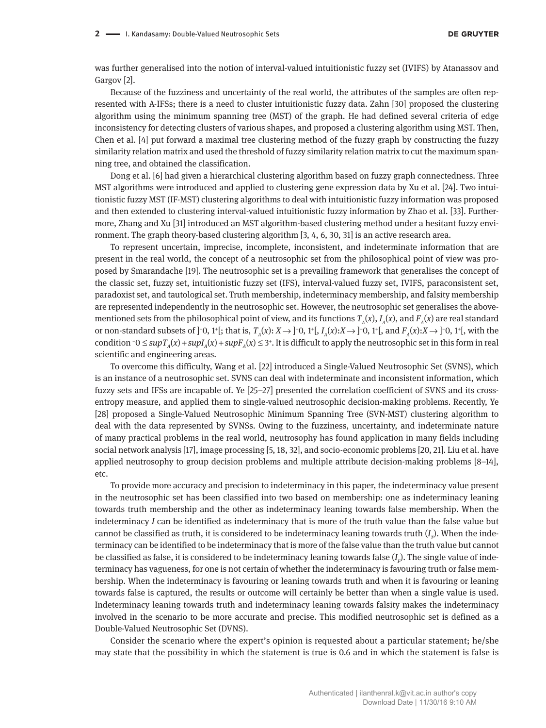was further generalised into the notion of interval-valued intuitionistic fuzzy set (IVIFS) by Atanassov and Gargov [2].

Because of the fuzziness and uncertainty of the real world, the attributes of the samples are often represented with A-IFSs; there is a need to cluster intuitionistic fuzzy data. Zahn [30] proposed the clustering algorithm using the minimum spanning tree (MST) of the graph. He had defined several criteria of edge inconsistency for detecting clusters of various shapes, and proposed a clustering algorithm using MST. Then, Chen et al. [4] put forward a maximal tree clustering method of the fuzzy graph by constructing the fuzzy similarity relation matrix and used the threshold of fuzzy similarity relation matrix to cut the maximum spanning tree, and obtained the classification.

Dong et al. [6] had given a hierarchical clustering algorithm based on fuzzy graph connectedness. Three MST algorithms were introduced and applied to clustering gene expression data by Xu et al. [24]. Two intuitionistic fuzzy MST (IF-MST) clustering algorithms to deal with intuitionistic fuzzy information was proposed and then extended to clustering interval-valued intuitionistic fuzzy information by Zhao et al. [33]. Furthermore, Zhang and Xu [31] introduced an MST algorithm-based clustering method under a hesitant fuzzy environment. The graph theory-based clustering algorithm [3, 4, 6, 30, 31] is an active research area.

To represent uncertain, imprecise, incomplete, inconsistent, and indeterminate information that are present in the real world, the concept of a neutrosophic set from the philosophical point of view was proposed by Smarandache [19]. The neutrosophic set is a prevailing framework that generalises the concept of the classic set, fuzzy set, intuitionistic fuzzy set (IFS), interval-valued fuzzy set, IVIFS, paraconsistent set, paradoxist set, and tautological set. Truth membership, indeterminacy membership, and falsity membership are represented independently in the neutrosophic set. However, the neutrosophic set generalises the above-mentioned sets from the philosophical point of view, and its functions $T_A(x)$, $I_A(x)$, and $F_A(x)$ are real standard or non-standard subsets of $]^-0, 1^+[$; that is, $T_A(x): X \to ]^-0, 1^+[$, $I_A(x): X \to ]^-0, 1^+[$, and $F_A(x): X \to ]^-0, 1^+[$, with the condition $^-0 \le supT_A(x) + supI_A(x) + supF_A(x) \le 3^+$. It is difficult to apply the neutrosophic set in this form in real scientific and engineering areas.

To overcome this difficulty, Wang et al. [22] introduced a Single-Valued Neutrosophic Set (SVNS), which is an instance of a neutrosophic set. SVNS can deal with indeterminate and inconsistent information, which fuzzy sets and IFSs are incapable of. Ye [25–27] presented the correlation coefficient of SVNS and its cross-entropy measure, and applied them to single-valued neutrosophic decision-making problems. Recently, Ye [28] proposed a Single-Valued Neutrosophic Minimum Spanning Tree (SVN-MST) clustering algorithm to deal with the data represented by SVNSs. Owing to the fuzziness, uncertainty, and indeterminate nature of many practical problems in the real world, neutrosophy has found application in many fields including social network analysis [17], image processing [5, 18, 32], and socio-economic problems [20, 21]. Liu et al. have applied neutrosophy to group decision problems and multiple attribute decision-making problems [8–14], etc.

To provide more accuracy and precision to indeterminacy in this paper, the indeterminacy value present in the neutrosophic set has been classified into two based on membership: one as indeterminacy leaning towards truth membership and the other as indeterminacy leaning towards false membership. When the indeterminacy $I$ can be identified as indeterminacy that is more of the truth value than the false value but cannot be classified as truth, it is considered to be indeterminacy leaning towards truth ($I_T$). When the indeterminacy can be identified to be indeterminacy that is more of the false value than the truth value but cannot be classified as false, it is considered to be indeterminacy leaning towards false ($I_F$). The single value of indeterminacy has vagueness, for one is not certain of whether the indeterminacy is favouring truth or false membership. When the indeterminacy is favouring or leaning towards truth and when it is favouring or leaning towards false is captured, the results or outcome will certainly be better than when a single value is used. Indeterminacy leaning towards truth and indeterminacy leaning towards falsity makes the indeterminacy involved in the scenario to be more accurate and precise. This modified neutrosophic set is defined as a Double-Valued Neutrosophic Set (DVNS).

Consider the scenario where the expert's opinion is requested about a particular statement; he/she may state that the possibility in which the statement is true is 0.6 and in which the statement is false is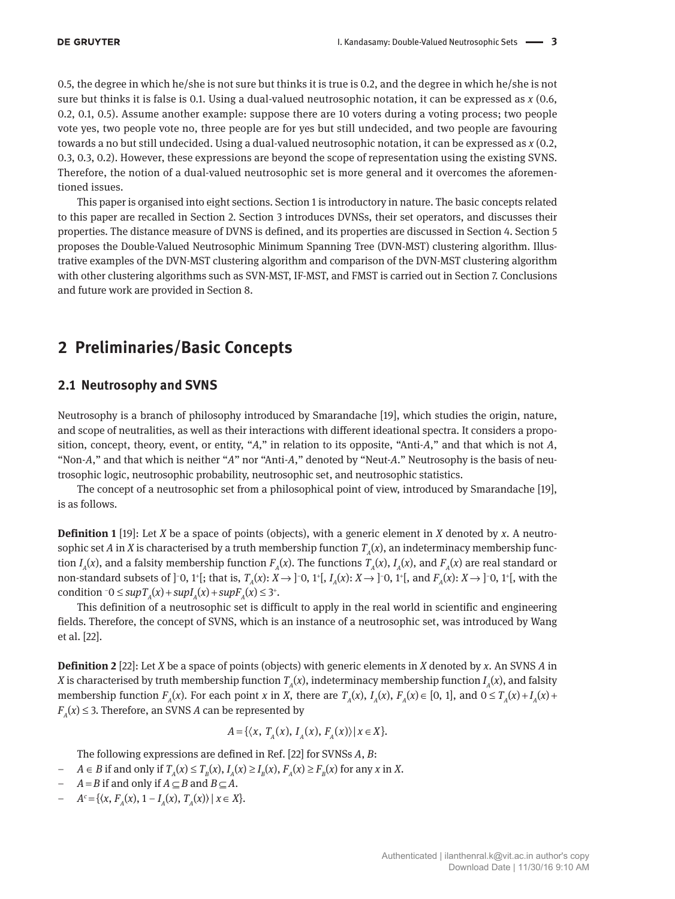0.5, the degree in which he/she is not sure but thinks it is true is 0.2, and the degree in which he/she is not sure but thinks it is false is 0.1. Using a dual-valued neutrosophic notation, it can be expressed as *x* (0.6, 0.2, 0.1, 0.5). Assume another example: suppose there are 10 voters during a voting process; two people vote yes, two people vote no, three people are for yes but still undecided, and two people are favouring towards a no but still undecided. Using a dual-valued neutrosophic notation, it can be expressed as *x* (0.2, 0.3, 0.3, 0.2). However, these expressions are beyond the scope of representation using the existing SVNS. Therefore, the notion of a dual-valued neutrosophic set is more general and it overcomes the aforementioned issues.

This paper is organised into eight sections. Section 1 is introductory in nature. The basic concepts related to this paper are recalled in Section 2. Section 3 introduces DVNSs, their set operators, and discusses their properties. The distance measure of DVNS is defined, and its properties are discussed in Section 4. Section 5 proposes the Double-Valued Neutrosophic Minimum Spanning Tree (DVN-MST) clustering algorithm. Illustrative examples of the DVN-MST clustering algorithm and comparison of the DVN-MST clustering algorithm with other clustering algorithms such as SVN-MST, IF-MST, and FMST is carried out in Section 7. Conclusions and future work are provided in Section 8.

## 2 Preliminaries/Basic Concepts

### 2.1 Neutrosophy and SVNS

Neutrosophy is a branch of philosophy introduced by Smarandache [19], which studies the origin, nature, and scope of neutralities, as well as their interactions with different ideational spectra. It considers a proposition, concept, theory, event, or entity, "*A*," in relation to its opposite, "Anti-*A*," and that which is not *A*, "Non-*A*," and that which is neither "*A*" nor "Anti-*A*," denoted by "Neut-*A*." Neutrosophy is the basis of neutrosophic logic, neutrosophic probability, neutrosophic set, and neutrosophic statistics.

The concept of a neutrosophic set from a philosophical point of view, introduced by Smarandache [19], is as follows.

**Definition 1** [19]: Let *X* be a space of points (objects), with a generic element in *X* denoted by *x*. A neutrosophic set *A* in *X* is characterised by a truth membership function $T_A(x)$, an indeterminacy membership function $I_A(x)$, and a falsity membership function $F_A(x)$. The functions $T_A(x)$, $I_A(x)$, and $F_A(x)$ are real standard or non-standard subsets of $]^-0, 1^+[$; that is, $T_A(x): X \to ]^-0, 1^+[$, $I_A(x): X \to ]^-0, 1^+[$, and $F_A(x): X \to ]^-0, 1^+[$, with the condition $^-0 \le supT_A(x) + supI_A(x) + supF_A(x) \le 3^+$.

This definition of a neutrosophic set is difficult to apply in the real world in scientific and engineering fields. Therefore, the concept of SVNS, which is an instance of a neutrosophic set, was introduced by Wang et al. [22].

**Definition 2** [22]: Let *X* be a space of points (objects) with generic elements in *X* denoted by *x*. An SVNS *A* in *X* is characterised by truth membership function $T_A(x)$, indeterminacy membership function $I_A(x)$, and falsity membership function $F_A(x)$. For each point *x* in *X*, there are $T_A(x), I_A(x), F_A(x) \in [0, 1]$, and $0 \le T_A(x) + I_A(x) + F_A(x) \le 3$. Therefore, an SVNS *A* can be represented by

$$A = \{\langle x,\ T_A(x),\ I_A(x),\ F_A(x)\rangle \mid x \in X\}.$$

The following expressions are defined in Ref. [22] for SVNSs *A*, *B*:

- $A \in B$ if and only if $T_A(x) \le T_B(x)$, $I_A(x) \ge I_B(x)$, $F_A(x) \ge F_B(x)$ for any *x* in *X*.
- $A = B$ if and only if $A \subseteq B$ and $B \subseteq A$.
- $A^c = \{\langle x, F_A(x), 1 - I_A(x), T_A(x)\rangle \mid x \in X\}$.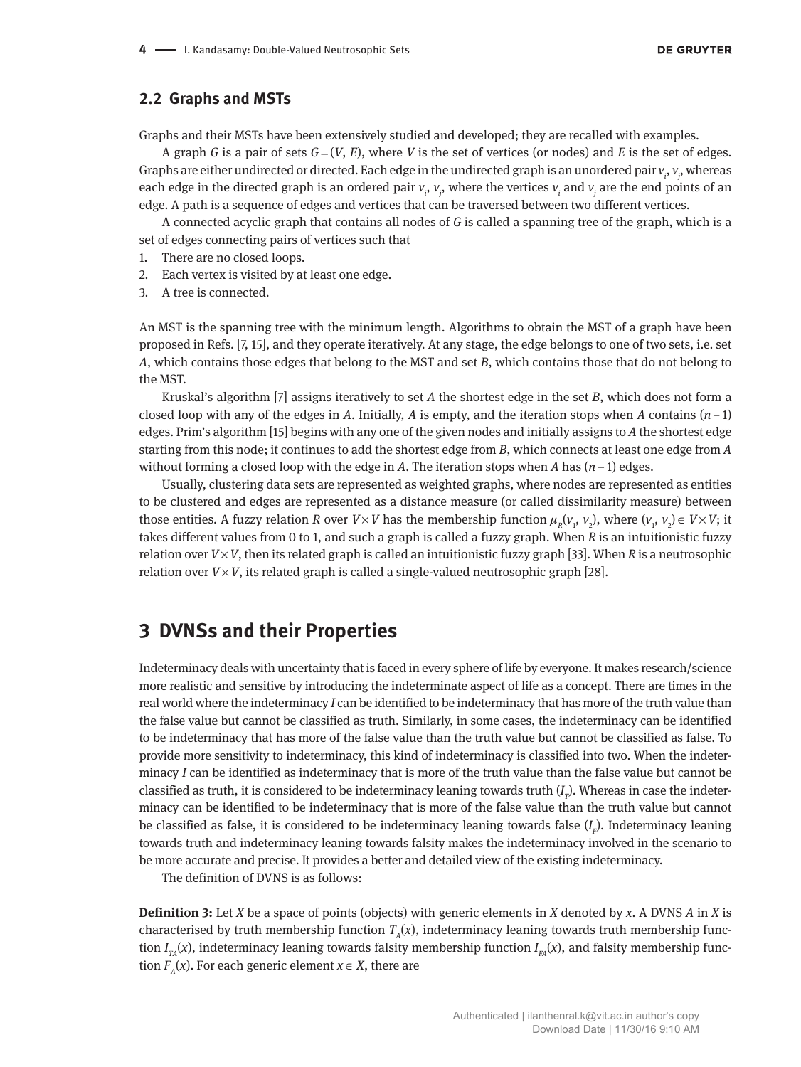## 2.2 Graphs and MSTs

Graphs and their MSTs have been extensively studied and developed; they are recalled with examples.

A graph $G$ is a pair of sets $G=(V, E)$, where $V$ is the set of vertices (or nodes) and $E$ is the set of edges. Graphs are either undirected or directed. Each edge in the undirected graph is an unordered pair $v_i$, $v_j$, whereas each edge in the directed graph is an ordered pair $v_i$, $v_j$, where the vertices $v_i$ and $v_j$ are the end points of an edge. A path is a sequence of edges and vertices that can be traversed between two different vertices.

A connected acyclic graph that contains all nodes of $G$ is called a spanning tree of the graph, which is a set of edges connecting pairs of vertices such that

1. There are no closed loops.
2. Each vertex is visited by at least one edge.
3. A tree is connected.

An MST is the spanning tree with the minimum length. Algorithms to obtain the MST of a graph have been proposed in Refs. [7, 15], and they operate iteratively. At any stage, the edge belongs to one of two sets, i.e. set $A$, which contains those edges that belong to the MST and set $B$, which contains those that do not belong to the MST.

Kruskal's algorithm [7] assigns iteratively to set $A$ the shortest edge in the set $B$, which does not form a closed loop with any of the edges in $A$. Initially, $A$ is empty, and the iteration stops when $A$ contains $(n-1)$ edges. Prim's algorithm [15] begins with any one of the given nodes and initially assigns to $A$ the shortest edge starting from this node; it continues to add the shortest edge from $B$, which connects at least one edge from $A$ without forming a closed loop with the edge in $A$. The iteration stops when $A$ has $(n-1)$ edges.

Usually, clustering data sets are represented as weighted graphs, where nodes are represented as entities to be clustered and edges are represented as a distance measure (or called dissimilarity measure) between those entities. A fuzzy relation $R$ over $V \times V$ has the membership function $\mu_R(v_1, v_2)$, where $(v_1, v_2) \in V \times V$; it takes different values from 0 to 1, and such a graph is called a fuzzy graph. When $R$ is an intuitionistic fuzzy relation over $V \times V$, then its related graph is called an intuitionistic fuzzy graph [33]. When $R$ is a neutrosophic relation over $V \times V$, its related graph is called a single-valued neutrosophic graph [28].

# 3 DVNSs and their Properties

Indeterminacy deals with uncertainty that is faced in every sphere of life by everyone. It makes research/science more realistic and sensitive by introducing the indeterminate aspect of life as a concept. There are times in the real world where the indeterminacy $I$ can be identified to be indeterminacy that has more of the truth value than the false value but cannot be classified as truth. Similarly, in some cases, the indeterminacy can be identified to be indeterminacy that has more of the false value than the truth value but cannot be classified as false. To provide more sensitivity to indeterminacy, this kind of indeterminacy is classified into two. When the indeterminacy $I$ can be identified as indeterminacy that is more of the truth value than the false value but cannot be classified as truth, it is considered to be indeterminacy leaning towards truth ($I_T$). Whereas in case the indeterminacy can be identified to be indeterminacy that is more of the false value than the truth value but cannot be classified as false, it is considered to be indeterminacy leaning towards false ($I_F$). Indeterminacy leaning towards truth and indeterminacy leaning towards falsity makes the indeterminacy involved in the scenario to be more accurate and precise. It provides a better and detailed view of the existing indeterminacy.

The definition of DVNS is as follows:

**Definition 3:** Let $X$ be a space of points (objects) with generic elements in $X$ denoted by $x$. A DVNS $A$ in $X$ is characterised by truth membership function $T_A(x)$, indeterminacy leaning towards truth membership function $I_{TA}(x)$, indeterminacy leaning towards falsity membership function $I_{FA}(x)$, and falsity membership function $F_A(x)$. For each generic element $x \in X$, there are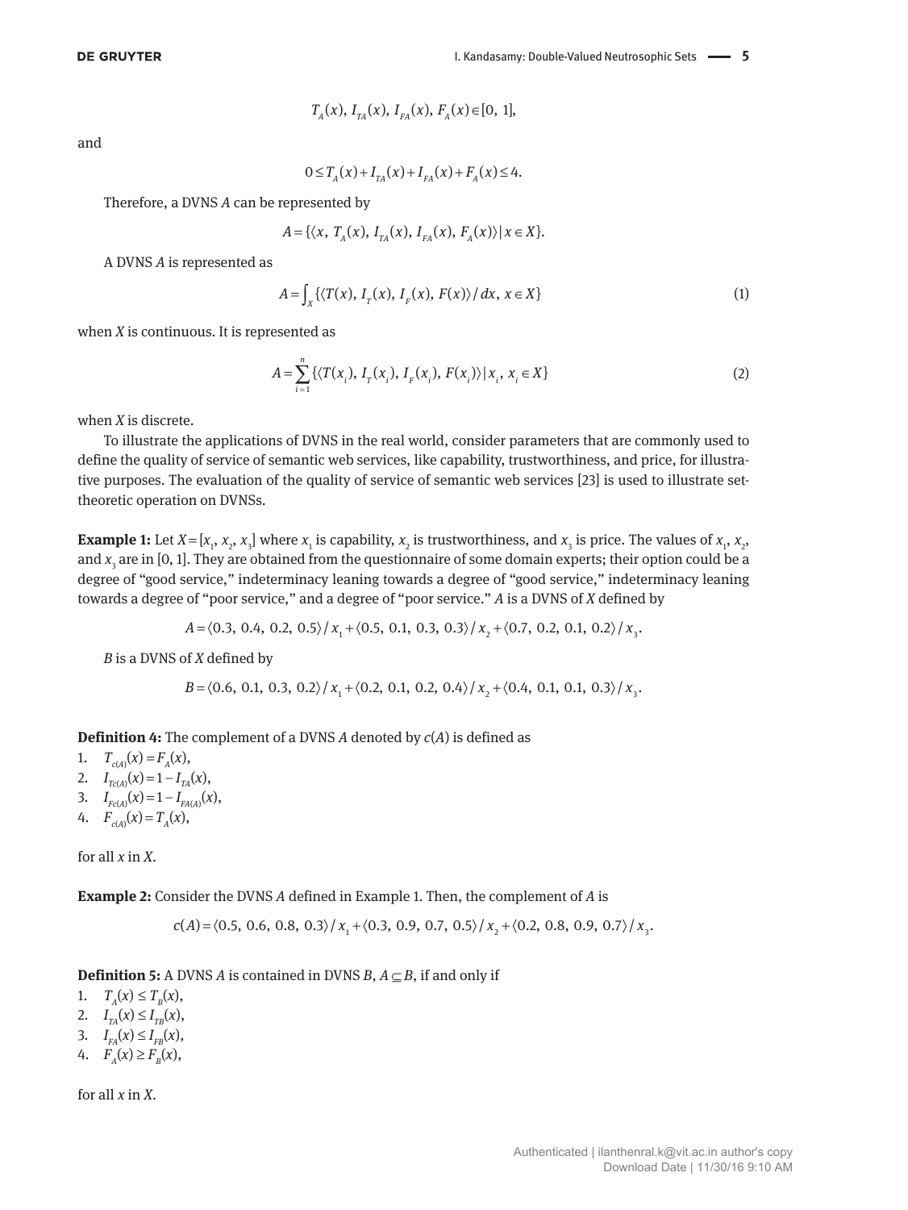$$T_A(x),\ I_{TA}(x),\ I_{FA}(x),\ F_A(x) \in [0,\ 1],$$

and

$$0 \le T_A(x) + I_{TA}(x) + I_{FA}(x) + F_A(x) \le 4.$$

Therefore, a DVNS $A$ can be represented by

$$A = \{\langle x,\ T_A(x),\ I_{TA}(x),\ I_{FA}(x),\ F_A(x)\rangle \mid x \in X\}.$$

A DVNS $A$ is represented as

$$A = \int_X \{\langle T(x),\ I_T(x),\ I_F(x),\ F(x)\rangle / dx,\ x \in X\} \tag{1}$$

when $X$ is continuous. It is represented as

$$A = \sum_{i=1}^{n} \{\langle T(x_i),\ I_T(x_i),\ I_F(x_i),\ F(x_i)\rangle \mid x_i,\ x_i \in X\} \tag{2}$$

when $X$ is discrete.

To illustrate the applications of DVNS in the real world, consider parameters that are commonly used to define the quality of service of semantic web services, like capability, trustworthiness, and price, for illustrative purposes. The evaluation of the quality of service of semantic web services [23] is used to illustrate set-theoretic operation on DVNSs.

**Example 1:** Let $X = [x_1, x_2, x_3]$ where $x_1$ is capability, $x_2$ is trustworthiness, and $x_3$ is price. The values of $x_1$, $x_2$, and $x_3$ are in [0, 1]. They are obtained from the questionnaire of some domain experts; their option could be a degree of "good service," indeterminacy leaning towards a degree of "good service," indeterminacy leaning towards a degree of "poor service," and a degree of "poor service." $A$ is a DVNS of $X$ defined by

$$A = \langle 0.3,\ 0.4,\ 0.2,\ 0.5\rangle / x_1 + \langle 0.5,\ 0.1,\ 0.3,\ 0.3\rangle / x_2 + \langle 0.7,\ 0.2,\ 0.1,\ 0.2\rangle / x_3.$$

$B$ is a DVNS of $X$ defined by

$$B = \langle 0.6,\ 0.1,\ 0.3,\ 0.2\rangle / x_1 + \langle 0.2,\ 0.1,\ 0.2,\ 0.4\rangle / x_2 + \langle 0.4,\ 0.1,\ 0.1,\ 0.3\rangle / x_3.$$

**Definition 4:** The complement of a DVNS $A$ denoted by $c(A)$ is defined as

1. $T_{c(A)}(x) = F_A(x)$,
2. $I_{Tc(A)}(x) = 1 - I_{TA}(x)$,
3. $I_{Fc(A)}(x) = 1 - I_{FA(A)}(x)$,
4. $F_{c(A)}(x) = T_A(x)$,

for all $x$ in $X$.

**Example 2:** Consider the DVNS $A$ defined in Example 1. Then, the complement of $A$ is

$$c(A) = \langle 0.5,\ 0.6,\ 0.8,\ 0.3\rangle / x_1 + \langle 0.3,\ 0.9,\ 0.7,\ 0.5\rangle / x_2 + \langle 0.2,\ 0.8,\ 0.9,\ 0.7\rangle / x_3.$$

**Definition 5:** A DVNS $A$ is contained in DVNS $B$, $A \subseteq B$, if and only if

1. $T_A(x) \le T_B(x)$,
2. $I_{TA}(x) \le I_{TB}(x)$,
3. $I_{FA}(x) \le I_{FB}(x)$,
4. $F_A(x) \ge F_B(x)$,

for all $x$ in $X$.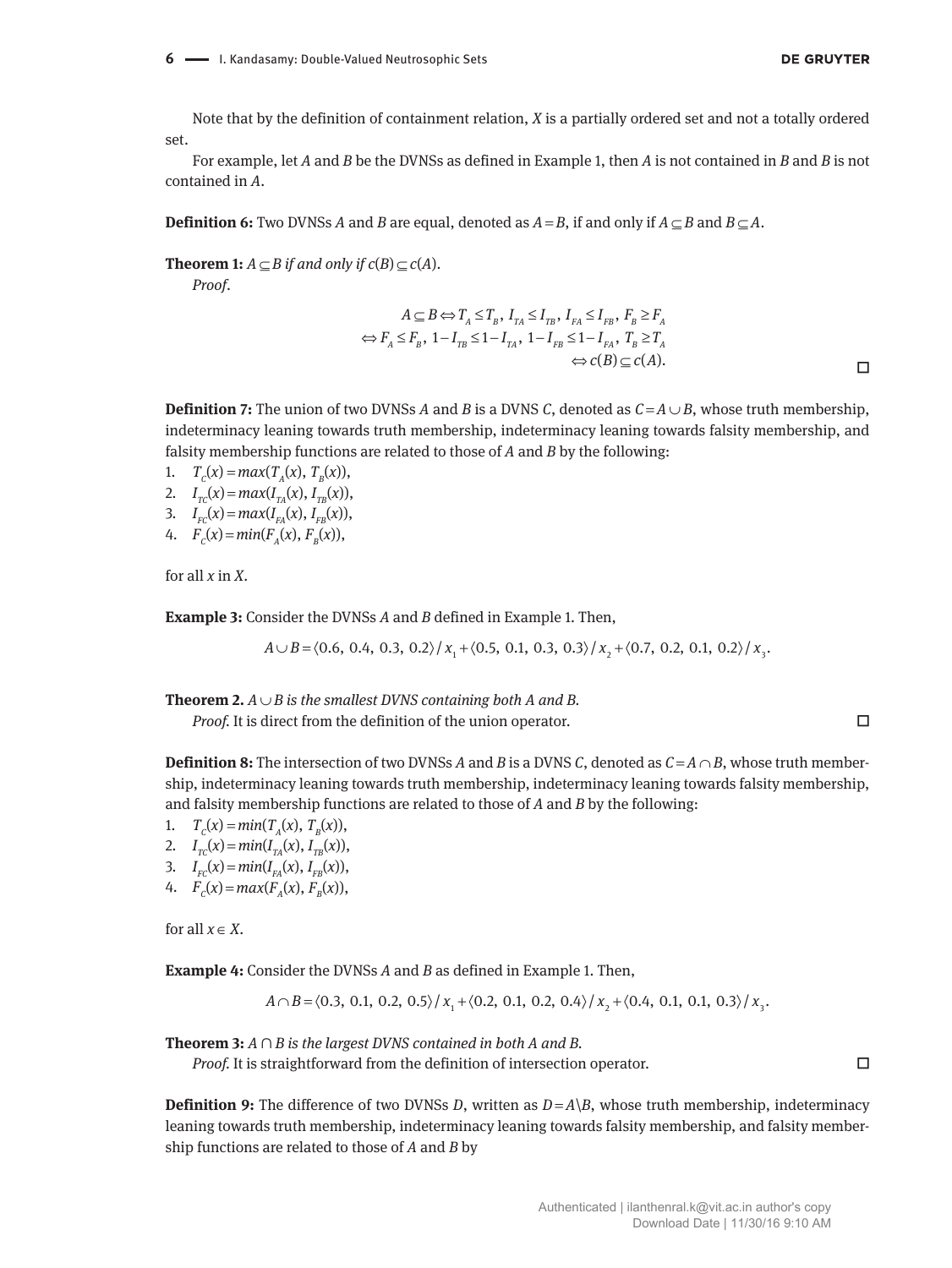Note that by the definition of containment relation, $X$ is a partially ordered set and not a totally ordered set.

For example, let $A$ and $B$ be the DVNSs as defined in Example 1, then $A$ is not contained in $B$ and $B$ is not contained in $A$.

**Definition 6:** Two DVNSs $A$ and $B$ are equal, denoted as $A = B$, if and only if $A \subseteq B$ and $B \subseteq A$.

**Theorem 1:** *$A \subseteq B$ if and only if $c(B) \subseteq c(A)$.*

*Proof.*

$$
\begin{aligned}
A \subseteq B &\Leftrightarrow T_A \le T_B,\ I_{TA} \le I_{TB},\ I_{FA} \le I_{FB},\ F_B \ge F_A \\
&\Leftrightarrow F_A \le F_B,\ 1 - I_{TB} \le 1 - I_{TA},\ 1 - I_{FB} \le 1 - I_{FA},\ T_B \ge T_A \\
&\Leftrightarrow c(B) \subseteq c(A).
\end{aligned}
$$

□

**Definition 7:** The union of two DVNSs $A$ and $B$ is a DVNS $C$, denoted as $C = A \cup B$, whose truth membership, indeterminacy leaning towards truth membership, indeterminacy leaning towards falsity membership, and falsity membership functions are related to those of $A$ and $B$ by the following:

1. $T_C(x) = max(T_A(x), T_B(x))$,
2. $I_{TC}(x) = max(I_{TA}(x), I_{TB}(x))$,
3. $I_{FC}(x) = max(I_{FA}(x), I_{FB}(x))$,
4. $F_C(x) = min(F_A(x), F_B(x))$,

for all $x$ in $X$.

**Example 3:** Consider the DVNSs $A$ and $B$ defined in Example 1. Then,

$$A \cup B = \langle 0.6,\ 0.4,\ 0.3,\ 0.2 \rangle / x_1 + \langle 0.5,\ 0.1,\ 0.3,\ 0.3 \rangle / x_2 + \langle 0.7,\ 0.2,\ 0.1,\ 0.2 \rangle / x_3.$$

**Theorem 2.** *$A \cup B$ is the smallest DVNS containing both A and B.*

*Proof.* It is direct from the definition of the union operator. □

**Definition 8:** The intersection of two DVNSs $A$ and $B$ is a DVNS $C$, denoted as $C = A \cap B$, whose truth membership, indeterminacy leaning towards truth membership, indeterminacy leaning towards falsity membership, and falsity membership functions are related to those of $A$ and $B$ by the following:

1. $T_C(x) = min(T_A(x), T_B(x))$,
2. $I_{TC}(x) = min(I_{TA}(x), I_{TB}(x))$,
3. $I_{FC}(x) = min(I_{FA}(x), I_{FB}(x))$,
4. $F_C(x) = max(F_A(x), F_B(x))$,

for all $x \in X$.

**Example 4:** Consider the DVNSs $A$ and $B$ as defined in Example 1. Then,

$$A \cap B = \langle 0.3,\ 0.1,\ 0.2,\ 0.5 \rangle / x_1 + \langle 0.2,\ 0.1,\ 0.2,\ 0.4 \rangle / x_2 + \langle 0.4,\ 0.1,\ 0.1,\ 0.3 \rangle / x_3.$$

**Theorem 3:** *$A \cap B$ is the largest DVNS contained in both A and B.*

*Proof.* It is straightforward from the definition of intersection operator. □

**Definition 9:** The difference of two DVNSs $D$, written as $D = A \backslash B$, whose truth membership, indeterminacy leaning towards truth membership, indeterminacy leaning towards falsity membership, and falsity membership functions are related to those of $A$ and $B$ by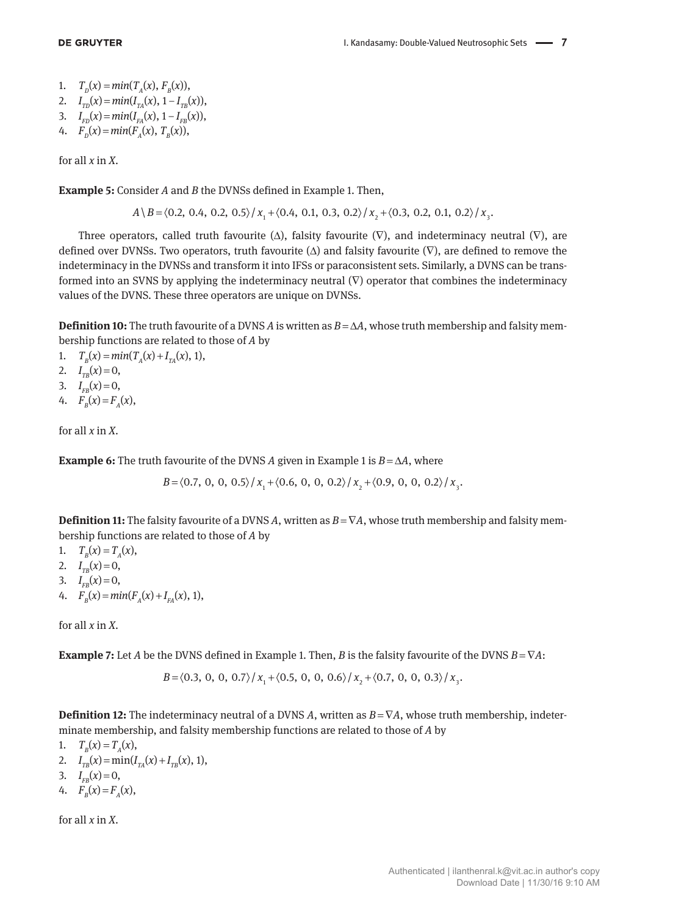1. $T_D(x) = min(T_A(x), F_B(x))$,
2. $I_{TD}(x) = min(I_{TA}(x), 1 - I_{TB}(x))$,
3. $I_{FD}(x) = min(I_{FA}(x), 1 - I_{FB}(x))$,
4. $F_D(x) = min(F_A(x), T_B(x))$,

for all $x$ in $X$.

**Example 5:** Consider $A$ and $B$ the DVNSs defined in Example 1. Then,

$$A \setminus B = \langle 0.2, 0.4, 0.2, 0.5 \rangle / x_1 + \langle 0.4, 0.1, 0.3, 0.2 \rangle / x_2 + \langle 0.3, 0.2, 0.1, 0.2 \rangle / x_3.$$

Three operators, called truth favourite ($\Delta$), falsity favourite ($\nabla$), and indeterminacy neutral ($\nabla$), are defined over DVNSs. Two operators, truth favourite ($\Delta$) and falsity favourite ($\nabla$), are defined to remove the indeterminacy in the DVNSs and transform it into IFSs or paraconsistent sets. Similarly, a DVNS can be transformed into an SVNS by applying the indeterminacy neutral ($\nabla$) operator that combines the indeterminacy values of the DVNS. These three operators are unique on DVNSs.

**Definition 10:** The truth favourite of a DVNS $A$ is written as $B = \Delta A$, whose truth membership and falsity membership functions are related to those of $A$ by

1. $T_B(x) = min(T_A(x) + I_{TA}(x), 1)$,
2. $I_{TB}(x) = 0$,
3. $I_{FB}(x) = 0$,
4. $F_B(x) = F_A(x)$,

for all $x$ in $X$.

**Example 6:** The truth favourite of the DVNS $A$ given in Example 1 is $B = \Delta A$, where

$$B = \langle 0.7, 0, 0, 0.5 \rangle / x_1 + \langle 0.6, 0, 0, 0.2 \rangle / x_2 + \langle 0.9, 0, 0, 0.2 \rangle / x_3.$$

**Definition 11:** The falsity favourite of a DVNS $A$, written as $B = \nabla A$, whose truth membership and falsity membership functions are related to those of $A$ by

1. $T_B(x) = T_A(x)$,
2. $I_{TB}(x) = 0$,
3. $I_{FB}(x) = 0$,
4. $F_B(x) = min(F_A(x) + I_{FA}(x), 1)$,

for all $x$ in $X$.

**Example 7:** Let $A$ be the DVNS defined in Example 1. Then, $B$ is the falsity favourite of the DVNS $B = \nabla A$:

$$B = \langle 0.3, 0, 0, 0.7 \rangle / x_1 + \langle 0.5, 0, 0, 0.6 \rangle / x_2 + \langle 0.7, 0, 0, 0.3 \rangle / x_3.$$

**Definition 12:** The indeterminacy neutral of a DVNS $A$, written as $B = \nabla A$, whose truth membership, indeterminate membership, and falsity membership functions are related to those of $A$ by

1. $T_B(x) = T_A(x)$,
2. $I_{TB}(x) = \min(I_{TA}(x) + I_{TB}(x), 1)$,
3. $I_{FB}(x) = 0$,
4. $F_B(x) = F_A(x)$,

for all $x$ in $X$.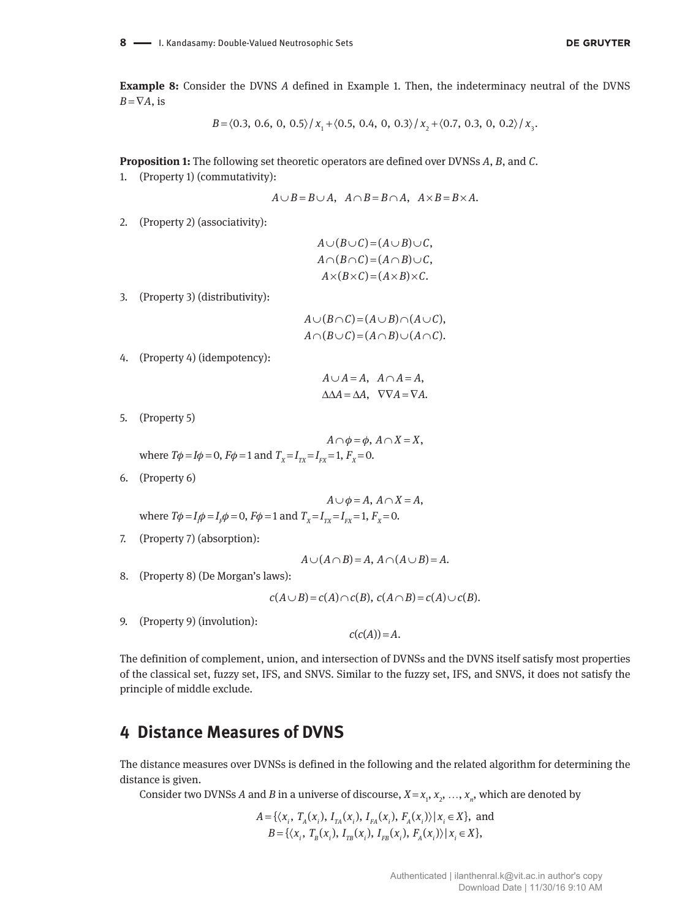**Example 8:** Consider the DVNS $A$ defined in Example 1. Then, the indeterminacy neutral of the DVNS $B=\nabla A$, is

$$B=\langle 0.3,\ 0.6,\ 0,\ 0.5\rangle/x_1+\langle 0.5,\ 0.4,\ 0,\ 0.3\rangle/x_2+\langle 0.7,\ 0.3,\ 0,\ 0.2\rangle/x_3.$$

**Proposition 1:** The following set theoretic operators are defined over DVNSs $A$, $B$, and $C$.

1. (Property 1) (commutativity):

$$A\cup B=B\cup A,\quad A\cap B=B\cap A,\quad A\times B=B\times A.$$

2. (Property 2) (associativity):

$$A\cup(B\cup C)=(A\cup B)\cup C,$$
$$A\cap(B\cap C)=(A\cap B)\cup C,$$
$$A\times(B\times C)=(A\times B)\times C.$$

3. (Property 3) (distributivity):

$$A\cup(B\cap C)=(A\cup B)\cap(A\cup C),$$
$$A\cap(B\cup C)=(A\cap B)\cup(A\cap C).$$

4. (Property 4) (idempotency):

$$A\cup A=A,\quad A\cap A=A,$$
$$\Delta\Delta A=\Delta A,\quad \nabla\nabla A=\nabla A.$$

5. (Property 5)

$$A\cap\phi=\phi,\ A\cap X=X,$$

where $T\phi=I\phi=0$, $F\phi=1$ and $T_X=I_{TX}=I_{FX}=1$, $F_X=0$.

6. (Property 6)

$$A\cup\phi=A,\ A\cap X=A,$$

where $T\phi=I_I\phi=I_F\phi=0$, $F\phi=1$ and $T_X=I_{TX}=I_{FX}=1$, $F_X=0$.

7. (Property 7) (absorption):

$$A\cup(A\cap B)=A,\ A\cap(A\cup B)=A.$$

8. (Property 8) (De Morgan's laws):

$$c(A\cup B)=c(A)\cap c(B),\ c(A\cap B)=c(A)\cup c(B).$$

9. (Property 9) (involution):

$$c(c(A))=A.$$

The definition of complement, union, and intersection of DVNSs and the DVNS itself satisfy most properties of the classical set, fuzzy set, IFS, and SNVS. Similar to the fuzzy set, IFS, and SNVS, it does not satisfy the principle of middle exclude.

## 4 Distance Measures of DVNS

The distance measures over DVNSs is defined in the following and the related algorithm for determining the distance is given.

Consider two DVNSs $A$ and $B$ in a universe of discourse, $X=x_1, x_2, \ldots, x_n$, which are denoted by

$$A=\{\langle x_i,\ T_A(x_i),\ I_{TA}(x_i),\ I_{FA}(x_i),\ F_A(x_i)\rangle\,|\,x_i\in X\},\ \text{and}$$
$$B=\{\langle x_i,\ T_B(x_i),\ I_{TB}(x_i),\ I_{FB}(x_i),\ F_A(x_i)\rangle\,|\,x_i\in X\},$$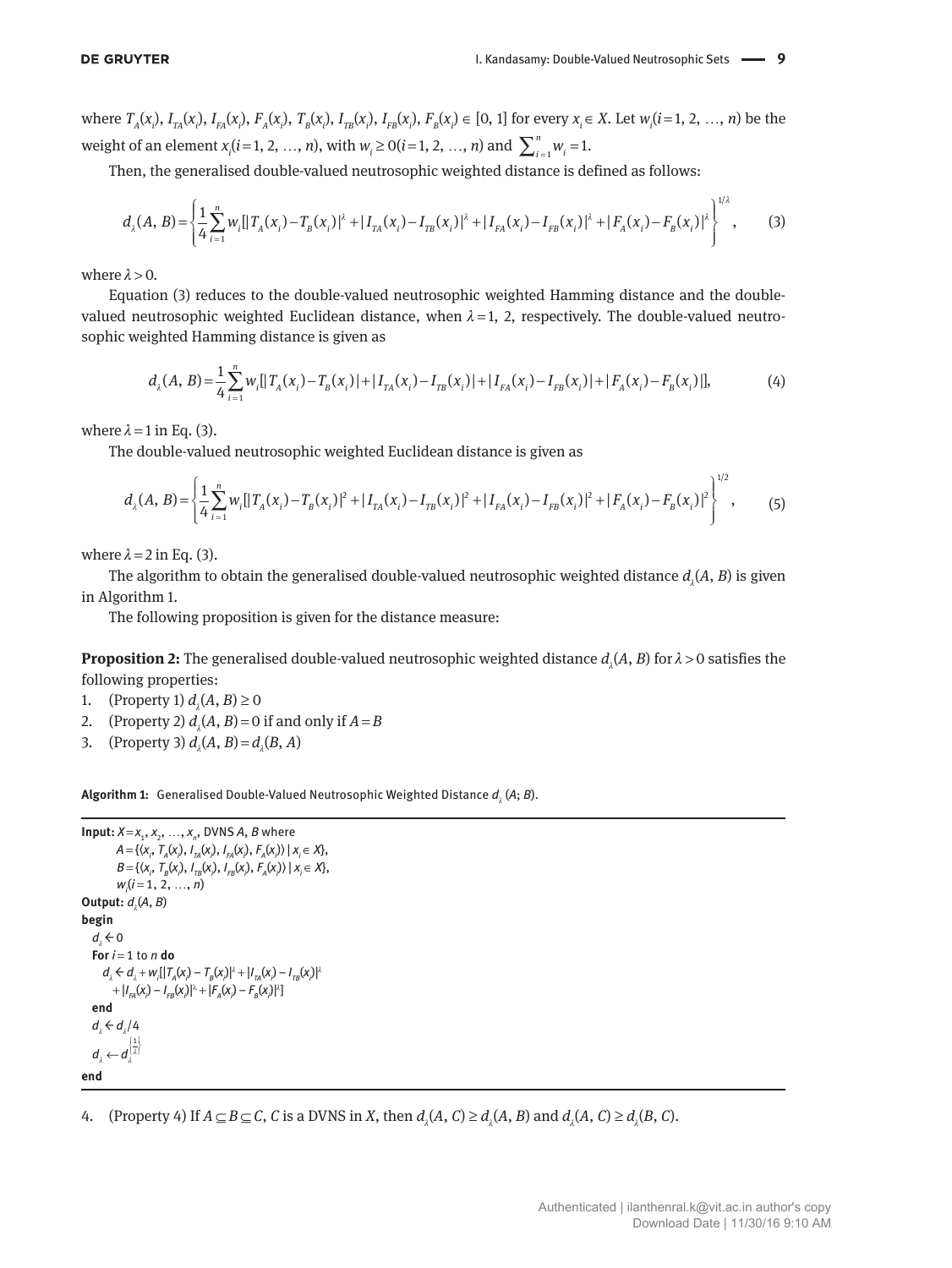where $T_A(x_i)$, $I_{TA}(x_i)$, $I_{FA}(x_i)$, $F_A(x_i)$, $T_B(x_i)$, $I_{TB}(x_i)$, $I_{FB}(x_i)$, $F_B(x_i) \in [0, 1]$ for every $x_i \in X$. Let $w_i(i=1, 2, \ldots, n)$ be the weight of an element $x_i(i=1, 2, \ldots, n)$, with $w_i \geq 0(i=1, 2, \ldots, n)$ and $\sum_{i=1}^{n} w_i = 1$.

Then, the generalised double-valued neutrosophic weighted distance is defined as follows:

$$d_\lambda(A, B) = \left\{ \frac{1}{4} \sum_{i=1}^{n} w_i [|T_A(x_i) - T_B(x_i)|^\lambda + |I_{TA}(x_i) - I_{TB}(x_i)|^\lambda + |I_{FA}(x_i) - I_{FB}(x_i)|^\lambda + |F_A(x_i) - F_B(x_i)|^\lambda \right\}^{1/\lambda}, \tag{3}$$

where $\lambda > 0$.

Equation (3) reduces to the double-valued neutrosophic weighted Hamming distance and the double-valued neutrosophic weighted Euclidean distance, when $\lambda = 1, 2$, respectively. The double-valued neutrosophic weighted Hamming distance is given as

$$d_\lambda(A, B) = \frac{1}{4} \sum_{i=1}^{n} w_i [|T_A(x_i) - T_B(x_i)| + |I_{TA}(x_i) - I_{TB}(x_i)| + |I_{FA}(x_i) - I_{FB}(x_i)| + |F_A(x_i) - F_B(x_i)|], \tag{4}$$

where $\lambda = 1$ in Eq. (3).

The double-valued neutrosophic weighted Euclidean distance is given as

$$d_\lambda(A, B) = \left\{ \frac{1}{4} \sum_{i=1}^{n} w_i [|T_A(x_i) - T_B(x_i)|^2 + |I_{TA}(x_i) - I_{TB}(x_i)|^2 + |I_{FA}(x_i) - I_{FB}(x_i)|^2 + |F_A(x_i) - F_B(x_i)|^2 \right\}^{1/2}, \tag{5}$$

where $\lambda = 2$ in Eq. (3).

The algorithm to obtain the generalised double-valued neutrosophic weighted distance $d_\lambda(A, B)$ is given in Algorithm 1.

The following proposition is given for the distance measure:

**Proposition 2:** The generalised double-valued neutrosophic weighted distance $d_\lambda(A, B)$ for $\lambda > 0$ satisfies the following properties:

1. (Property 1) $d_\lambda(A, B) \geq 0$
2. (Property 2) $d_\lambda(A, B) = 0$ if and only if $A = B$
3. (Property 3) $d_\lambda(A, B) = d_\lambda(B, A)$

**Algorithm 1:** Generalised Double-Valued Neutrosophic Weighted Distance $d_\lambda$ $(A; B)$.

```
Input: X = x_1, x_2, ..., x_n, DVNS A, B where
    A = {⟨x_i, T_A(x_i), I_TA(x_i), I_FA(x_i), F_A(x_i)⟩ | x_i ∈ X},
    B = {⟨x_i, T_B(x_i), I_TB(x_i), I_FB(x_i), F_A(x_i)⟩ | x_i ∈ X},
    w_i(i = 1, 2, ..., n)
Output: d_λ(A, B)
begin
  d_λ ← 0
  For i = 1 to n do
    d_λ ← d_λ + w_i[|T_A(x_i) − T_B(x_i)|^λ + |I_TA(x_i) − I_TB(x_i)|^λ
        + |I_FA(x_i) − I_FB(x_i)|^λ + |F_A(x_i) − F_B(x_i)|^λ]
  end
  d_λ ← d_λ/4
  d_λ ← d_λ^{1/λ}
end
```

4. (Property 4) If $A \subseteq B \subseteq C$, $C$ is a DVNS in $X$, then $d_\lambda(A, C) \geq d_\lambda(A, B)$ and $d_\lambda(A, C) \geq d_\lambda(B, C)$.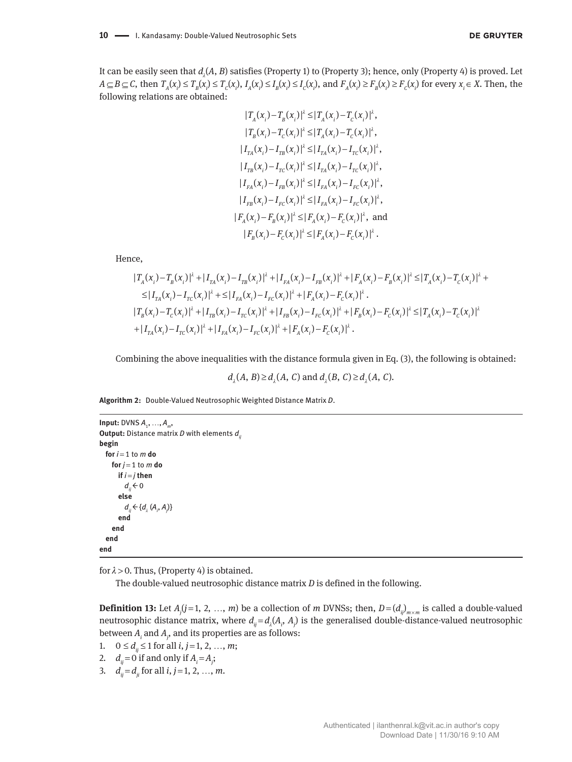It can be easily seen that $d_\lambda(A, B)$ satisfies (Property 1) to (Property 3); hence, only (Property 4) is proved. Let $A \subseteq B \subseteq C$, then $T_A(x_i) \le T_B(x_i) \le T_C(x_i)$, $I_A(x_i) \le I_B(x_i) \le I_C(x_i)$, and $F_A(x_i) \ge F_B(x_i) \ge F_C(x_i)$ for every $x_i \in X$. Then, the following relations are obtained:

$$
\begin{gathered}
|T_A(x_i) - T_B(x_i)|^\lambda \le |T_A(x_i) - T_C(x_i)|^\lambda, \\
|T_B(x_i) - T_C(x_i)|^\lambda \le |T_A(x_i) - T_C(x_i)|^\lambda, \\
|I_{TA}(x_i) - I_{TB}(x_i)|^\lambda \le |I_{TA}(x_i) - I_{TC}(x_i)|^\lambda, \\
|I_{TB}(x_i) - I_{TC}(x_i)|^\lambda \le |I_{TA}(x_i) - I_{TC}(x_i)|^\lambda, \\
|I_{FA}(x_i) - I_{FB}(x_i)|^\lambda \le |I_{FA}(x_i) - I_{FC}(x_i)|^\lambda, \\
|I_{FB}(x_i) - I_{FC}(x_i)|^\lambda \le |I_{FA}(x_i) - I_{FC}(x_i)|^\lambda, \\
|F_A(x_i) - F_B(x_i)|^\lambda \le |F_A(x_i) - F_C(x_i)|^\lambda, \text{ and} \\
|F_B(x_i) - F_C(x_i)|^\lambda \le |F_A(x_i) - F_C(x_i)|^\lambda.
\end{gathered}
$$

Hence,

$$
\begin{aligned}
&|T_A(x_i) - T_B(x_i)|^\lambda + |I_{TA}(x_i) - I_{TB}(x_i)|^\lambda + |I_{FA}(x_i) - I_{FB}(x_i)|^\lambda + |F_A(x_i) - F_B(x_i)|^\lambda \le |T_A(x_i) - T_C(x_i)|^\lambda + \\
&\quad \le |I_{TA}(x_i) - I_{TC}(x_i)|^\lambda + \le |I_{FA}(x_i) - I_{FC}(x_i)|^\lambda + |F_A(x_i) - F_C(x_i)|^\lambda. \\
&|T_B(x_i) - T_C(x_i)|^\lambda + |I_{TB}(x_i) - I_{TC}(x_i)|^\lambda + |I_{FB}(x_i) - I_{FC}(x_i)|^\lambda + |F_B(x_i) - F_C(x_i)|^\lambda \le |T_A(x_i) - T_C(x_i)|^\lambda \\
&\quad + |I_{TA}(x_i) - I_{TC}(x_i)|^\lambda + |I_{FA}(x_i) - I_{FC}(x_i)|^\lambda + |F_A(x_i) - F_C(x_i)|^\lambda.
\end{aligned}
$$

Combining the above inequalities with the distance formula given in Eq. (3), the following is obtained:

$$d_\lambda(A, B) \ge d_\lambda(A, C) \text{ and } d_\lambda(B, C) \ge d_\lambda(A, C).$$

**Algorithm 2:** Double-Valued Neutrosophic Weighted Distance Matrix $D$.

```
Input: DVNS A_1, …, A_m,
Output: Distance matrix D with elements d_ij
begin
  for i = 1 to m do
    for j = 1 to m do
      if i = j then
        d_ij ← 0
      else
        d_ij ← {d_λ (A_i, A_j)}
      end
    end
  end
end
```

for $\lambda > 0$. Thus, (Property 4) is obtained.

The double-valued neutrosophic distance matrix $D$ is defined in the following.

**Definition 13:** Let $A_j (j = 1, 2, \ldots, m)$ be a collection of $m$ DVNSs; then, $D = (d_{ij})_{m \times m}$ is called a double-valued neutrosophic distance matrix, where $d_{ij} = d_\lambda(A_i, A_j)$ is the generalised double-distance-valued neutrosophic between $A_i$ and $A_j$, and its properties are as follows:

1. $0 \le d_{ij} \le 1$ for all $i, j = 1, 2, \ldots, m$;
2. $d_{ij} = 0$ if and only if $A_i = A_j$;
3. $d_{ij} = d_{ji}$ for all $i, j = 1, 2, \ldots, m$.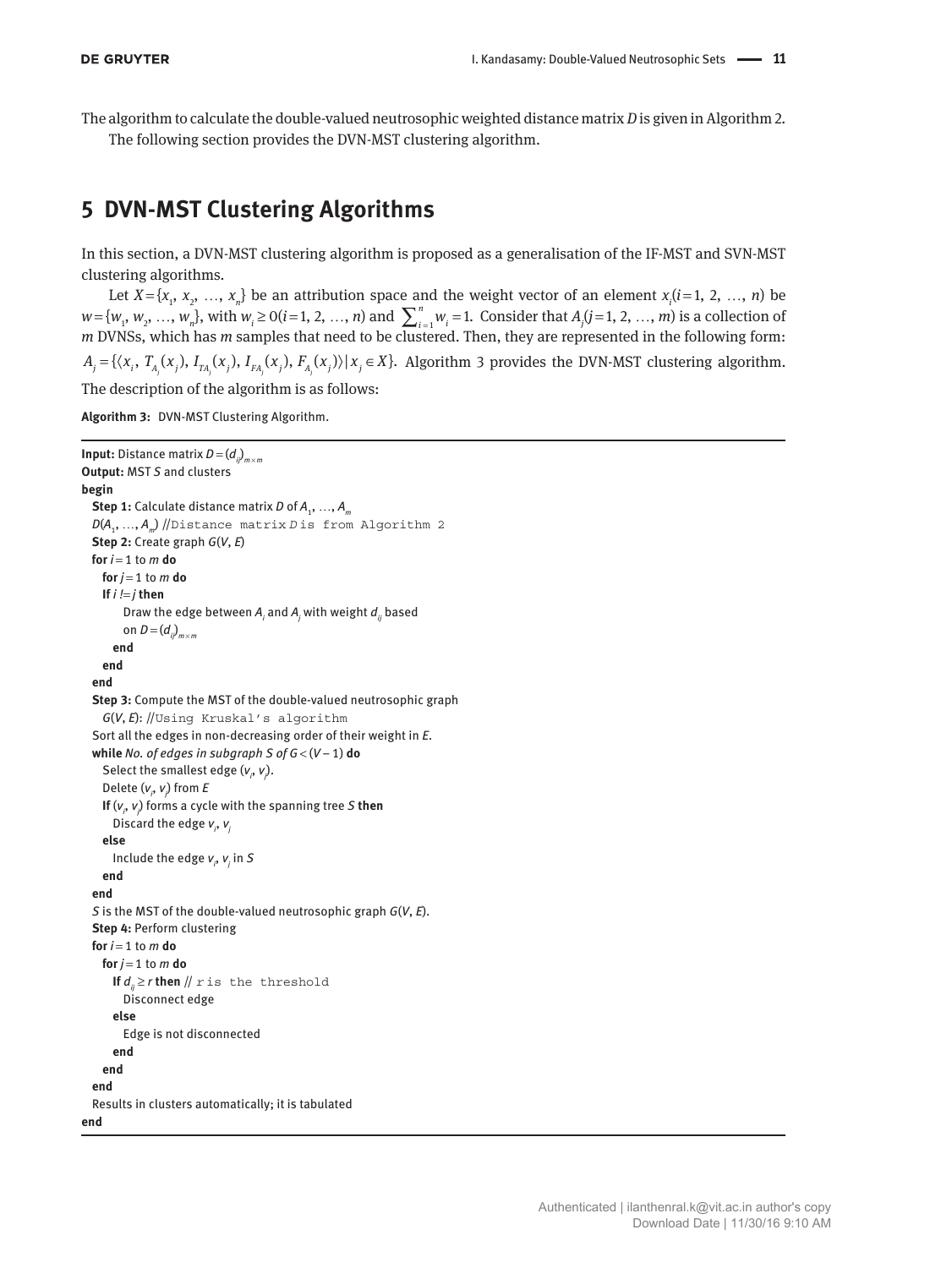The algorithm to calculate the double-valued neutrosophic weighted distance matrix $D$ is given in Algorithm 2.

The following section provides the DVN-MST clustering algorithm.

## 5 DVN-MST Clustering Algorithms

In this section, a DVN-MST clustering algorithm is proposed as a generalisation of the IF-MST and SVN-MST clustering algorithms.

Let $X=\{x_1, x_2, \ldots, x_n\}$ be an attribution space and the weight vector of an element $x_i (i=1, 2, \ldots, n)$ be $w=\{w_1, w_2, \ldots, w_n\}$, with $w_i \geq 0 (i=1, 2, \ldots, n)$ and $\sum_{i=1}^{n} w_i = 1$. Consider that $A_j (j=1, 2, \ldots, m)$ is a collection of $m$ DVNSs, which has $m$ samples that need to be clustered. Then, they are represented in the following form: $A_j = \{\langle x_i, T_{A_j}(x_j), I_{TA_j}(x_j), I_{FA_j}(x_j), F_{A_j}(x_j)\rangle | x_j \in X\}$. Algorithm 3 provides the DVN-MST clustering algorithm. The description of the algorithm is as follows:

**Algorithm 3:** DVN-MST Clustering Algorithm.

```
Input: Distance matrix D=(d_ij)_{m×m}
Output: MST S and clusters
begin
  Step 1: Calculate distance matrix D of A_1, …, A_m
  D(A_1, …, A_m) //Distance matrix D is from Algorithm 2
  Step 2: Create graph G(V, E)
  for i=1 to m do
    for j=1 to m do
    If i != j then
        Draw the edge between A_i and A_j with weight d_ij based
        on D=(d_ij)_{m×m}
      end
    end
  end
  Step 3: Compute the MST of the double-valued neutrosophic graph
    G(V, E): //Using Kruskal's algorithm
  Sort all the edges in non-decreasing order of their weight in E.
  while No. of edges in subgraph S of G<(V−1) do
    Select the smallest edge (v_i, v_j).
    Delete (v_i, v_j) from E
    If (v_i, v_j) forms a cycle with the spanning tree S then
      Discard the edge v_i, v_j
    else
      Include the edge v_i, v_j in S
    end
  end
  S is the MST of the double-valued neutrosophic graph G(V, E).
  Step 4: Perform clustering
  for i=1 to m do
    for j=1 to m do
      If d_ij ≥ r then // r is the threshold
        Disconnect edge
      else
        Edge is not disconnected
      end
    end
  end
  Results in clusters automatically; it is tabulated
end
```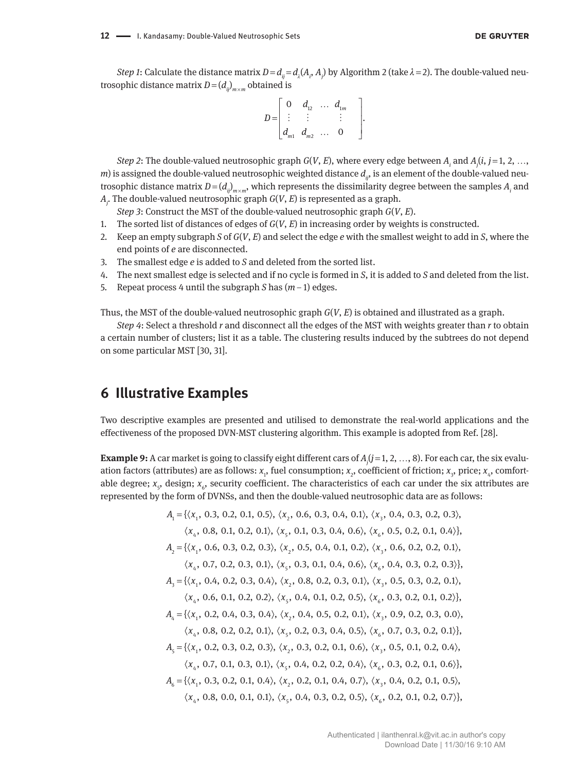*Step 1*: Calculate the distance matrix $D = d_{ij} = d_\lambda(A_i, A_j)$ by Algorithm 2 (take $\lambda = 2$). The double-valued neutrosophic distance matrix $D = (d_{ij})_{m \times m}$ obtained is

$$D = \begin{bmatrix} 0 & d_{12} & \dots & d_{1m} \\ \vdots & \vdots & & \vdots \\ d_{m1} & d_{m2} & \dots & 0 \end{bmatrix}.$$

*Step 2*: The double-valued neutrosophic graph $G(V, E)$, where every edge between $A_i$ and $A_j(i, j = 1, 2, \dots, m)$ is assigned the double-valued neutrosophic weighted distance $d_{ij}$, is an element of the double-valued neutrosophic distance matrix $D = (d_{ij})_{m \times m}$, which represents the dissimilarity degree between the samples $A_i$ and $A_j$. The double-valued neutrosophic graph $G(V, E)$ is represented as a graph.

*Step 3*: Construct the MST of the double-valued neutrosophic graph $G(V, E)$.

1. The sorted list of distances of edges of $G(V, E)$ in increasing order by weights is constructed.
2. Keep an empty subgraph $S$ of $G(V, E)$ and select the edge $e$ with the smallest weight to add in $S$, where the end points of $e$ are disconnected.
3. The smallest edge $e$ is added to $S$ and deleted from the sorted list.
4. The next smallest edge is selected and if no cycle is formed in $S$, it is added to $S$ and deleted from the list.
5. Repeat process 4 until the subgraph $S$ has $(m - 1)$ edges.

Thus, the MST of the double-valued neutrosophic graph $G(V, E)$ is obtained and illustrated as a graph.

*Step 4*: Select a threshold $r$ and disconnect all the edges of the MST with weights greater than $r$ to obtain a certain number of clusters; list it as a table. The clustering results induced by the subtrees do not depend on some particular MST [30, 31].

## 6 Illustrative Examples

Two descriptive examples are presented and utilised to demonstrate the real-world applications and the effectiveness of the proposed DVN-MST clustering algorithm. This example is adopted from Ref. [28].

**Example 9:** A car market is going to classify eight different cars of $A_j(j = 1, 2, \dots, 8)$. For each car, the six evaluation factors (attributes) are as follows: $x_1$, fuel consumption; $x_2$, coefficient of friction; $x_3$, price; $x_4$, comfortable degree; $x_5$, design; $x_6$, security coefficient. The characteristics of each car under the six attributes are represented by the form of DVNSs, and then the double-valued neutrosophic data are as follows:

$$A_1 = \{\langle x_1, 0.3, 0.2, 0.1, 0.5\rangle, \langle x_2, 0.6, 0.3, 0.4, 0.1\rangle, \langle x_3, 0.4, 0.3, 0.2, 0.3\rangle,$$
$$\langle x_4, 0.8, 0.1, 0.2, 0.1\rangle, \langle x_5, 0.1, 0.3, 0.4, 0.6\rangle, \langle x_6, 0.5, 0.2, 0.1, 0.4\rangle\},$$

$$A_2 = \{\langle x_1, 0.6, 0.3, 0.2, 0.3\rangle, \langle x_2, 0.5, 0.4, 0.1, 0.2\rangle, \langle x_3, 0.6, 0.2, 0.2, 0.1\rangle,$$
$$\langle x_4, 0.7, 0.2, 0.3, 0.1\rangle, \langle x_5, 0.3, 0.1, 0.4, 0.6\rangle, \langle x_6, 0.4, 0.3, 0.2, 0.3\rangle\},$$

$$A_3 = \{\langle x_1, 0.4, 0.2, 0.3, 0.4\rangle, \langle x_2, 0.8, 0.2, 0.3, 0.1\rangle, \langle x_3, 0.5, 0.3, 0.2, 0.1\rangle,$$
$$\langle x_4, 0.6, 0.1, 0.2, 0.2\rangle, \langle x_5, 0.4, 0.1, 0.2, 0.5\rangle, \langle x_6, 0.3, 0.2, 0.1, 0.2\rangle\},$$

$$A_4 = \{\langle x_1, 0.2, 0.4, 0.3, 0.4\rangle, \langle x_2, 0.4, 0.5, 0.2, 0.1\rangle, \langle x_3, 0.9, 0.2, 0.3, 0.0\rangle,$$
$$\langle x_4, 0.8, 0.2, 0.2, 0.1\rangle, \langle x_5, 0.2, 0.3, 0.4, 0.5\rangle, \langle x_6, 0.7, 0.3, 0.2, 0.1\rangle\},$$

$$A_5 = \{\langle x_1, 0.2, 0.3, 0.2, 0.3\rangle, \langle x_2, 0.3, 0.2, 0.1, 0.6\rangle, \langle x_3, 0.5, 0.1, 0.2, 0.4\rangle,$$
$$\langle x_4, 0.7, 0.1, 0.3, 0.1\rangle, \langle x_5, 0.4, 0.2, 0.2, 0.4\rangle, \langle x_6, 0.3, 0.2, 0.1, 0.6\rangle\},$$

$$A_6 = \{\langle x_1, 0.3, 0.2, 0.1, 0.4\rangle, \langle x_2, 0.2, 0.1, 0.4, 0.7\rangle, \langle x_3, 0.4, 0.2, 0.1, 0.5\rangle,$$
$$\langle x_4, 0.8, 0.0, 0.1, 0.1\rangle, \langle x_5, 0.4, 0.3, 0.2, 0.5\rangle, \langle x_6, 0.2, 0.1, 0.2, 0.7\rangle\},$$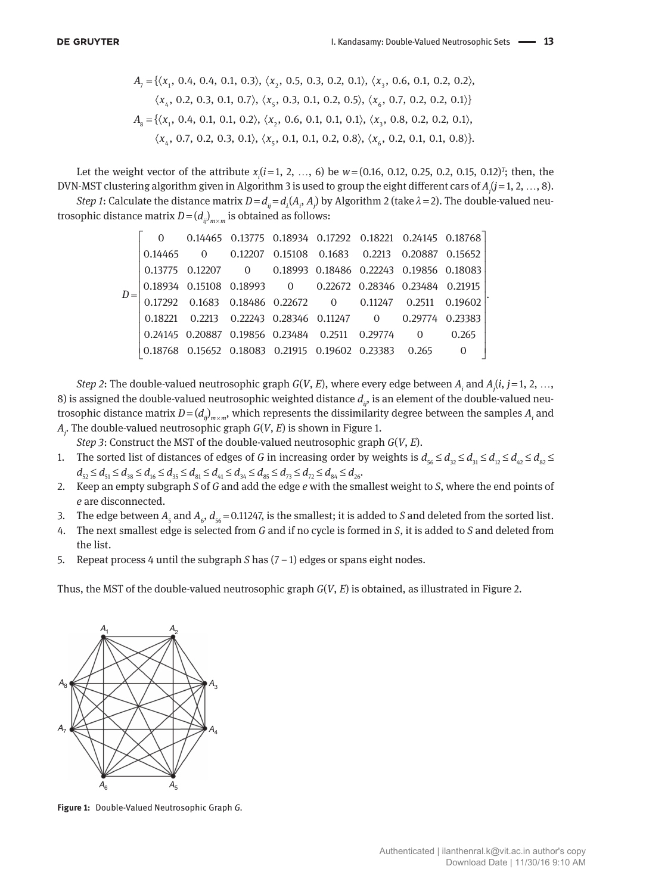$$A_7 = \{\langle x_1, 0.4, 0.4, 0.1, 0.3\rangle, \langle x_2, 0.5, 0.3, 0.2, 0.1\rangle, \langle x_3, 0.6, 0.1, 0.2, 0.2\rangle,$$
$$\langle x_4, 0.2, 0.3, 0.1, 0.7\rangle, \langle x_5, 0.3, 0.1, 0.2, 0.5\rangle, \langle x_6, 0.7, 0.2, 0.2, 0.1\rangle\}$$
$$A_8 = \{\langle x_1, 0.4, 0.1, 0.1, 0.2\rangle, \langle x_2, 0.6, 0.1, 0.1, 0.1\rangle, \langle x_3, 0.8, 0.2, 0.2, 0.1\rangle,$$
$$\langle x_4, 0.7, 0.2, 0.3, 0.1\rangle, \langle x_5, 0.1, 0.1, 0.2, 0.8\rangle, \langle x_6, 0.2, 0.1, 0.1, 0.8\rangle\}.$$

Let the weight vector of the attribute $x_i (i = 1, 2, \ldots, 6)$ be $w = (0.16, 0.12, 0.25, 0.2, 0.15, 0.12)^T$; then, the DVN-MST clustering algorithm given in Algorithm 3 is used to group the eight different cars of $A_j (j = 1, 2, \ldots, 8)$.

*Step 1*: Calculate the distance matrix $D = d_{ij} = d_\lambda(A_i, A_j)$ by Algorithm 2 (take $\lambda = 2$). The double-valued neutrosophic distance matrix $D = (d_{ij})_{m \times m}$ is obtained as follows:

$$D = \begin{bmatrix} 0 & 0.14465 & 0.13775 & 0.18934 & 0.17292 & 0.18221 & 0.24145 & 0.18768 \\ 0.14465 & 0 & 0.12207 & 0.15108 & 0.1683 & 0.2213 & 0.20887 & 0.15652 \\ 0.13775 & 0.12207 & 0 & 0.18993 & 0.18486 & 0.22243 & 0.19856 & 0.18083 \\ 0.18934 & 0.15108 & 0.18993 & 0 & 0.22672 & 0.28346 & 0.23484 & 0.21915 \\ 0.17292 & 0.1683 & 0.18486 & 0.22672 & 0 & 0.11247 & 0.2511 & 0.19602 \\ 0.18221 & 0.2213 & 0.22243 & 0.28346 & 0.11247 & 0 & 0.29774 & 0.23383 \\ 0.24145 & 0.20887 & 0.19856 & 0.23484 & 0.2511 & 0.29774 & 0 & 0.265 \\ 0.18768 & 0.15652 & 0.18083 & 0.21915 & 0.19602 & 0.23383 & 0.265 & 0 \end{bmatrix}.$$

*Step 2*: The double-valued neutrosophic graph $G(V, E)$, where every edge between $A_i$ and $A_j (i, j = 1, 2, \ldots, 8)$ is assigned the double-valued neutrosophic weighted distance $d_{ij}$, is an element of the double-valued neutrosophic distance matrix $D = (d_{ij})_{m \times m}$, which represents the dissimilarity degree between the samples $A_i$ and $A_j$. The double-valued neutrosophic graph $G(V, E)$ is shown in Figure 1.

*Step 3*: Construct the MST of the double-valued neutrosophic graph $G(V, E)$.

1. The sorted list of distances of edges of $G$ in increasing order by weights is $d_{56} \le d_{32} \le d_{31} \le d_{12} \le d_{42} \le d_{82} \le d_{52} \le d_{51} \le d_{38} \le d_{16} \le d_{35} \le d_{81} \le d_{41} \le d_{34} \le d_{85} \le d_{73} \le d_{72} \le d_{84} \le d_{26}$.
2. Keep an empty subgraph $S$ of $G$ and add the edge $e$ with the smallest weight to $S$, where the end points of $e$ are disconnected.
3. The edge between $A_5$ and $A_6$, $d_{56} = 0.11247$, is the smallest; it is added to $S$ and deleted from the sorted list.
4. The next smallest edge is selected from $G$ and if no cycle is formed in $S$, it is added to $S$ and deleted from the list.
5. Repeat process 4 until the subgraph $S$ has $(7 - 1)$ edges or spans eight nodes.

Thus, the MST of the double-valued neutrosophic graph $G(V, E)$ is obtained, as illustrated in Figure 2.

**Figure 1:** Double-Valued Neutrosophic Graph $G$.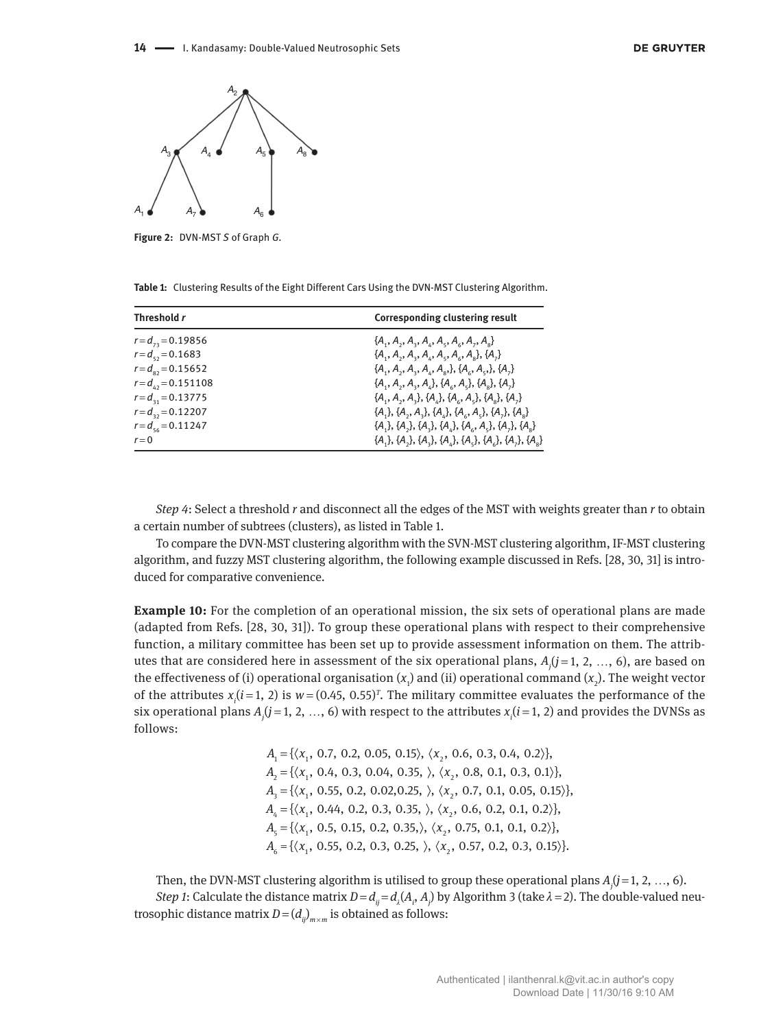Figure 2: DVN-MST $S$ of Graph $G$.

Table 1: Clustering Results of the Eight Different Cars Using the DVN-MST Clustering Algorithm.

| Threshold $r$ | Corresponding clustering result |
| --- | --- |
| $r=d_{73}=0.19856$ | $\{A_1, A_2, A_3, A_4, A_5, A_6, A_7, A_8\}$ |
| $r=d_{52}=0.1683$ | $\{A_1, A_2, A_3, A_4, A_5, A_6, A_8\}, \{A_7\}$ |
| $r=d_{82}=0.15652$ | $\{A_1, A_2, A_3, A_4, A_8\}, \{A_6, A_5\}, \{A_7\}$ |
| $r=d_{42}=0.151108$ | $\{A_1, A_2, A_3, A_4\}, \{A_6, A_5\}, \{A_8\}, \{A_7\}$ |
| $r=d_{31}=0.13775$ | $\{A_1, A_2, A_3\}, \{A_4\}, \{A_6, A_5\}, \{A_8\}, \{A_7\}$ |
| $r=d_{32}=0.12207$ | $\{A_1\}, \{A_2, A_3\}, \{A_4\}, \{A_6, A_5\}, \{A_7\}, \{A_8\}$ |
| $r=d_{56}=0.11247$ | $\{A_1\}, \{A_2\}, \{A_3\}, \{A_4\}, \{A_6, A_5\}, \{A_7\}, \{A_8\}$ |
| $r=0$ | $\{A_1\}, \{A_2\}, \{A_3\}, \{A_4\}, \{A_5\}, \{A_6\}, \{A_7\}, \{A_8\}$ |

*Step 4*: Select a threshold $r$ and disconnect all the edges of the MST with weights greater than $r$ to obtain a certain number of subtrees (clusters), as listed in Table 1.

To compare the DVN-MST clustering algorithm with the SVN-MST clustering algorithm, IF-MST clustering algorithm, and fuzzy MST clustering algorithm, the following example discussed in Refs. [28, 30, 31] is introduced for comparative convenience.

**Example 10:** For the completion of an operational mission, the six sets of operational plans are made (adapted from Refs. [28, 30, 31]). To group these operational plans with respect to their comprehensive function, a military committee has been set up to provide assessment information on them. The attributes that are considered here in assessment of the six operational plans, $A_j (j=1, 2, \ldots, 6)$, are based on the effectiveness of (i) operational organisation ($x_1$) and (ii) operational command ($x_2$). The weight vector of the attributes $x_i (i=1, 2)$ is $w=(0.45, 0.55)^T$. The military committee evaluates the performance of the six operational plans $A_j (j=1, 2, \ldots, 6)$ with respect to the attributes $x_i (i=1, 2)$ and provides the DVNSs as follows:

$$A_1=\{\langle x_1, 0.7, 0.2, 0.05, 0.15\rangle, \langle x_2, 0.6, 0.3, 0.4, 0.2\rangle\},$$
$$A_2=\{\langle x_1, 0.4, 0.3, 0.04, 0.35, \rangle, \langle x_2, 0.8, 0.1, 0.3, 0.1\rangle\},$$
$$A_3=\{\langle x_1, 0.55, 0.2, 0.02, 0.25, \rangle, \langle x_2, 0.7, 0.1, 0.05, 0.15\rangle\},$$
$$A_4=\{\langle x_1, 0.44, 0.2, 0.3, 0.35, \rangle, \langle x_2, 0.6, 0.2, 0.1, 0.2\rangle\},$$
$$A_5=\{\langle x_1, 0.5, 0.15, 0.2, 0.35, \rangle, \langle x_2, 0.75, 0.1, 0.1, 0.2\rangle\},$$
$$A_6=\{\langle x_1, 0.55, 0.2, 0.3, 0.25, \rangle, \langle x_2, 0.57, 0.2, 0.3, 0.15\rangle\}.$$

Then, the DVN-MST clustering algorithm is utilised to group these operational plans $A_j (j=1, 2, \ldots, 6)$.

*Step 1*: Calculate the distance matrix $D=d_{ij}=d_\lambda(A_i, A_j)$ by Algorithm 3 (take $\lambda=2$). The double-valued neutrosophic distance matrix $D=(d_{ij})_{m\times m}$ is obtained as follows: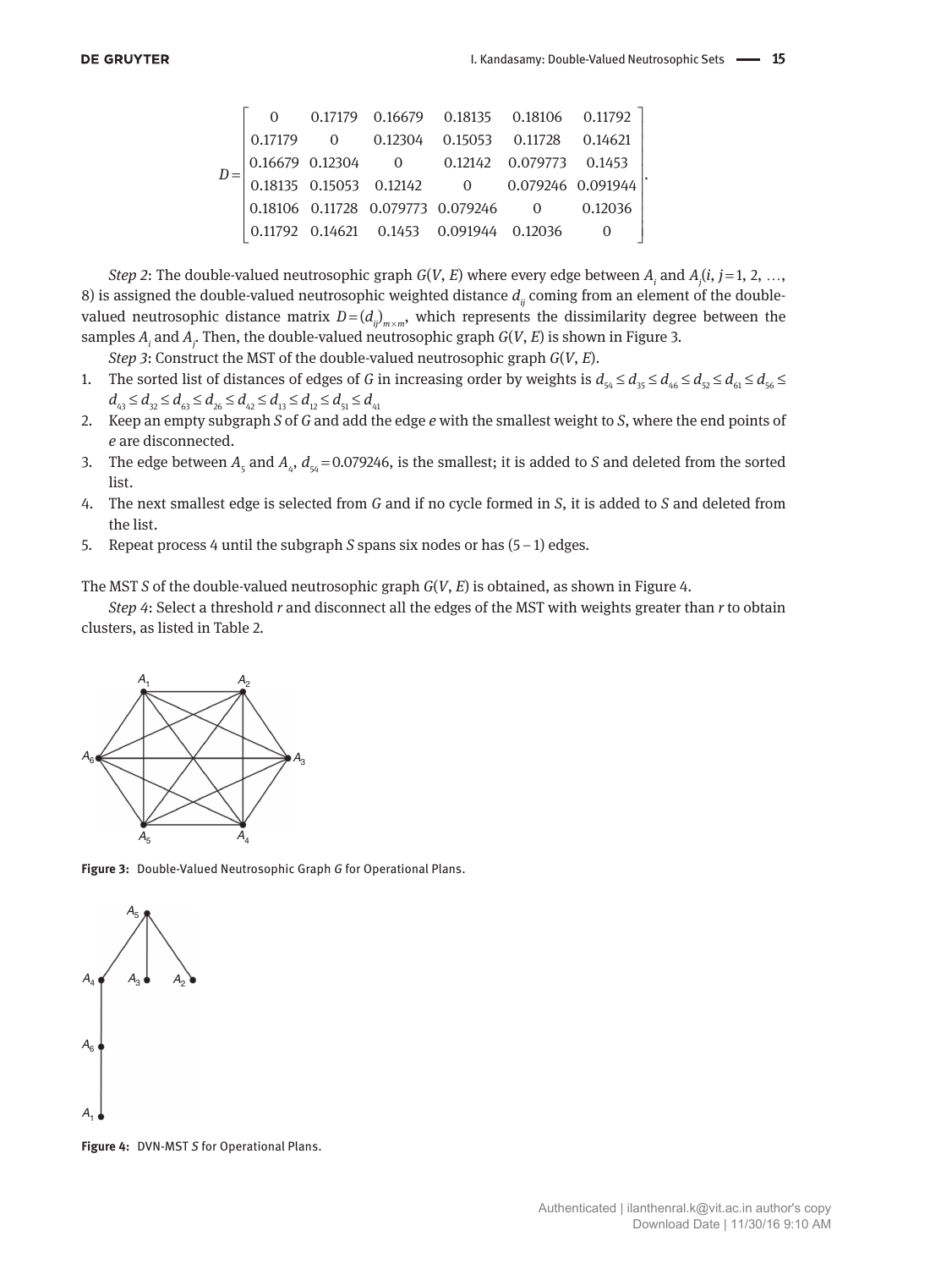$$D = \begin{bmatrix} 0 & 0.17179 & 0.16679 & 0.18135 & 0.18106 & 0.11792 \\ 0.17179 & 0 & 0.12304 & 0.15053 & 0.11728 & 0.14621 \\ 0.16679 & 0.12304 & 0 & 0.12142 & 0.079773 & 0.1453 \\ 0.18135 & 0.15053 & 0.12142 & 0 & 0.079246 & 0.091944 \\ 0.18106 & 0.11728 & 0.079773 & 0.079246 & 0 & 0.12036 \\ 0.11792 & 0.14621 & 0.1453 & 0.091944 & 0.12036 & 0 \end{bmatrix}.$$

*Step 2*: The double-valued neutrosophic graph $G(V, E)$ where every edge between $A_i$ and $A_j (i, j = 1, 2, \ldots, 8)$ is assigned the double-valued neutrosophic weighted distance $d_{ij}$ coming from an element of the double-valued neutrosophic distance matrix $D = (d_{ij})_{m \times m}$, which represents the dissimilarity degree between the samples $A_i$ and $A_j$. Then, the double-valued neutrosophic graph $G(V, E)$ is shown in Figure 3.

*Step 3*: Construct the MST of the double-valued neutrosophic graph $G(V, E)$.

1. The sorted list of distances of edges of $G$ in increasing order by weights is $d_{54} \le d_{35} \le d_{46} \le d_{52} \le d_{61} \le d_{56} \le d_{43} \le d_{32} \le d_{63} \le d_{26} \le d_{42} \le d_{13} \le d_{12} \le d_{51} \le d_{41}$
2. Keep an empty subgraph $S$ of $G$ and add the edge $e$ with the smallest weight to $S$, where the end points of $e$ are disconnected.
3. The edge between $A_5$ and $A_4$, $d_{54} = 0.079246$, is the smallest; it is added to $S$ and deleted from the sorted list.
4. The next smallest edge is selected from $G$ and if no cycle formed in $S$, it is added to $S$ and deleted from the list.
5. Repeat process 4 until the subgraph $S$ spans six nodes or has $(5-1)$ edges.

The MST $S$ of the double-valued neutrosophic graph $G(V, E)$ is obtained, as shown in Figure 4.

*Step 4*: Select a threshold $r$ and disconnect all the edges of the MST with weights greater than $r$ to obtain clusters, as listed in Table 2.

**Figure 3:** Double-Valued Neutrosophic Graph $G$ for Operational Plans.

**Figure 4:** DVN-MST $S$ for Operational Plans.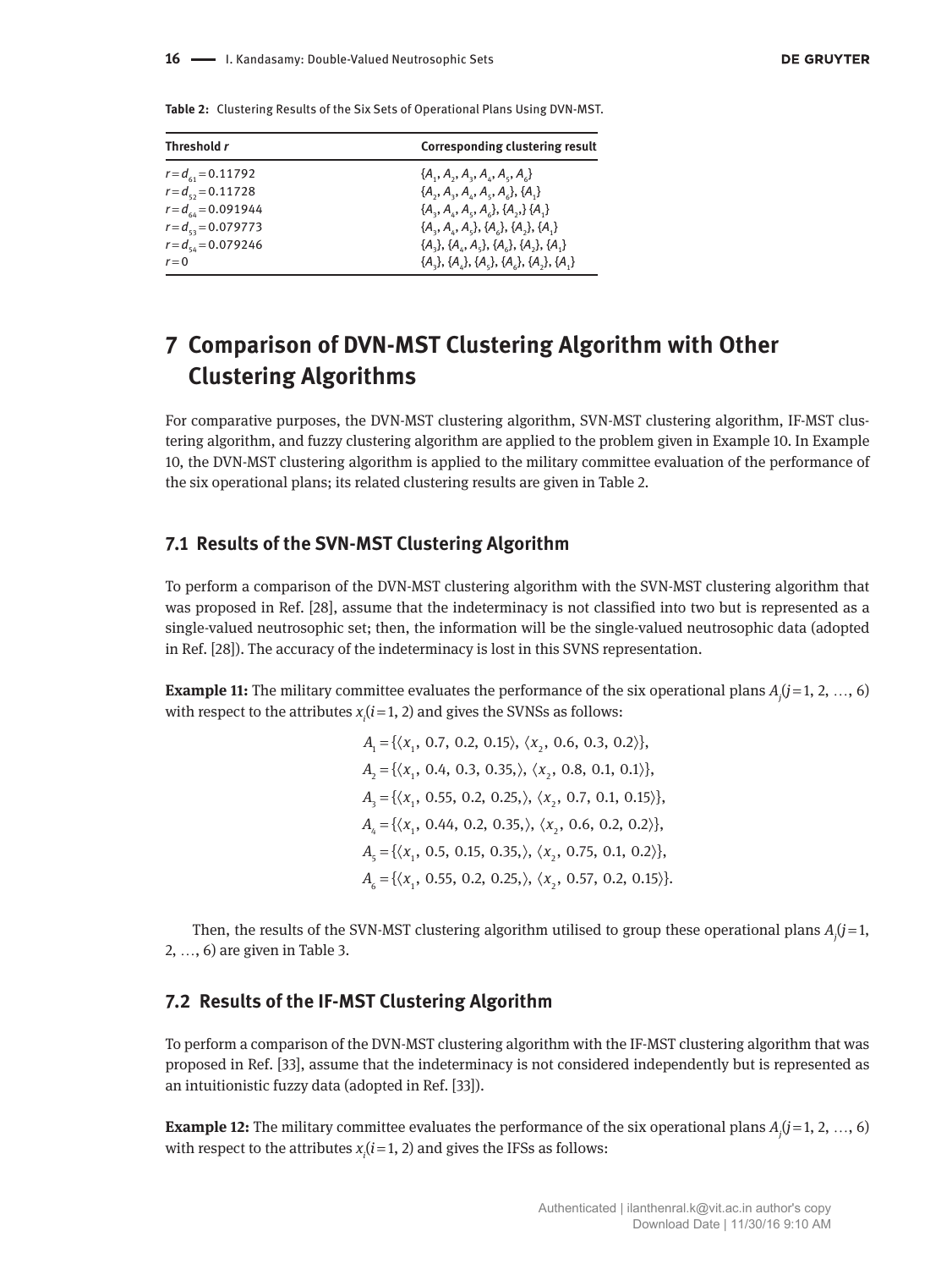**Table 2:** Clustering Results of the Six Sets of Operational Plans Using DVN-MST.

| Threshold $r$ | Corresponding clustering result |
|---|---|
| $r = d_{61} = 0.11792$ | $\{A_1, A_2, A_3, A_4, A_5, A_6\}$ |
| $r = d_{52} = 0.11728$ | $\{A_2, A_3, A_4, A_5, A_6\}, \{A_1\}$ |
| $r = d_{64} = 0.091944$ | $\{A_3, A_4, A_5, A_6\}, \{A_2,\} \{A_1\}$ |
| $r = d_{53} = 0.079773$ | $\{A_3, A_4, A_5\}, \{A_6\}, \{A_2\}, \{A_1\}$ |
| $r = d_{54} = 0.079246$ | $\{A_3\}, \{A_4, A_5\}, \{A_6\}, \{A_2\}, \{A_1\}$ |
| $r = 0$ | $\{A_3\}, \{A_4\}, \{A_5\}, \{A_6\}, \{A_2\}, \{A_1\}$ |

# 7 Comparison of DVN-MST Clustering Algorithm with Other Clustering Algorithms

For comparative purposes, the DVN-MST clustering algorithm, SVN-MST clustering algorithm, IF-MST clustering algorithm, and fuzzy clustering algorithm are applied to the problem given in Example 10. In Example 10, the DVN-MST clustering algorithm is applied to the military committee evaluation of the performance of the six operational plans; its related clustering results are given in Table 2.

## 7.1 Results of the SVN-MST Clustering Algorithm

To perform a comparison of the DVN-MST clustering algorithm with the SVN-MST clustering algorithm that was proposed in Ref. [28], assume that the indeterminacy is not classified into two but is represented as a single-valued neutrosophic set; then, the information will be the single-valued neutrosophic data (adopted in Ref. [28]). The accuracy of the indeterminacy is lost in this SVNS representation.

**Example 11:** The military committee evaluates the performance of the six operational plans $A_j (j = 1, 2, \dots, 6)$ with respect to the attributes $x_i (i = 1, 2)$ and gives the SVNSs as follows:

$$
\begin{aligned}
A_1 &= \{\langle x_1, 0.7, 0.2, 0.15\rangle, \langle x_2, 0.6, 0.3, 0.2\rangle\},\\
A_2 &= \{\langle x_1, 0.4, 0.3, 0.35,\rangle, \langle x_2, 0.8, 0.1, 0.1\rangle\},\\
A_3 &= \{\langle x_1, 0.55, 0.2, 0.25,\rangle, \langle x_2, 0.7, 0.1, 0.15\rangle\},\\
A_4 &= \{\langle x_1, 0.44, 0.2, 0.35,\rangle, \langle x_2, 0.6, 0.2, 0.2\rangle\},\\
A_5 &= \{\langle x_1, 0.5, 0.15, 0.35,\rangle, \langle x_2, 0.75, 0.1, 0.2\rangle\},\\
A_6 &= \{\langle x_1, 0.55, 0.2, 0.25,\rangle, \langle x_2, 0.57, 0.2, 0.15\rangle\}.
\end{aligned}
$$

Then, the results of the SVN-MST clustering algorithm utilised to group these operational plans $A_j (j = 1, 2, \dots, 6)$ are given in Table 3.

## 7.2 Results of the IF-MST Clustering Algorithm

To perform a comparison of the DVN-MST clustering algorithm with the IF-MST clustering algorithm that was proposed in Ref. [33], assume that the indeterminacy is not considered independently but is represented as an intuitionistic fuzzy data (adopted in Ref. [33]).

**Example 12:** The military committee evaluates the performance of the six operational plans $A_j (j = 1, 2, \dots, 6)$ with respect to the attributes $x_i (i = 1, 2)$ and gives the IFSs as follows: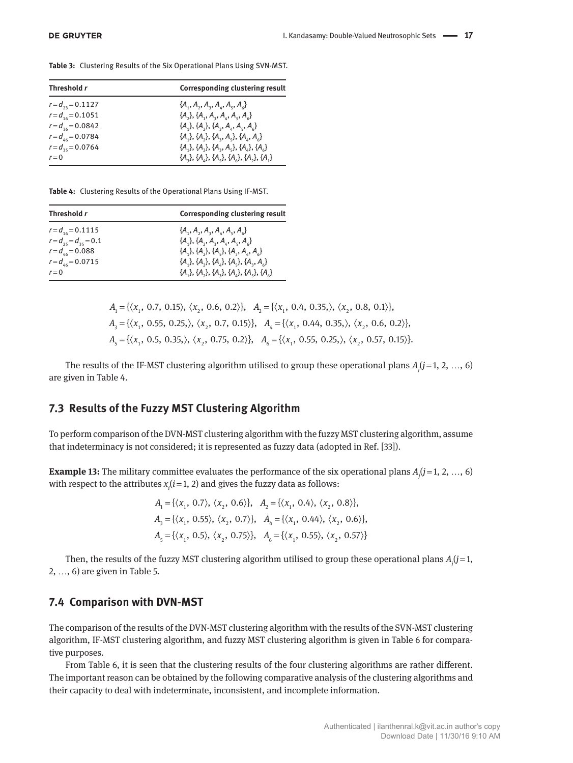**Table 3:** Clustering Results of the Six Operational Plans Using SVN-MST.

| Threshold $r$ | Corresponding clustering result |
|---|---|
| $r=d_{23}=0.1127$ | $\{A_1, A_2, A_3, A_4, A_5, A_6\}$ |
| $r=d_{16}=0.1051$ | $\{A_2\}, \{A_1, A_3, A_4, A_5, A_6\}$ |
| $r=d_{36}=0.0842$ | $\{A_1\}, \{A_2\}, \{A_3, A_4, A_5, A_6\}$ |
| $r=d_{46}=0.0784$ | $\{A_1\}, \{A_2\}, \{A_3, A_5\}, \{A_4, A_6\}$ |
| $r=d_{35}=0.0764$ | $\{A_1\}, \{A_2\}, \{A_3, A_5\}, \{A_4\}, \{A_6\}$ |
| $r=0$ | $\{A_3\}, \{A_4\}, \{A_5\}, \{A_6\}, \{A_2\}, \{A_1\}$ |

**Table 4:** Clustering Results of the Operational Plans Using IF-MST.

| Threshold $r$ | Corresponding clustering result |
|---|---|
| $r=d_{16}=0.1115$ | $\{A_1, A_2, A_3, A_4, A_5, A_6\}$ |
| $r=d_{25}=d_{35}=0.1$ | $\{A_1\}, \{A_2, A_3, A_4, A_5, A_6\}$ |
| $r=d_{46}=0.088$ | $\{A_1\}, \{A_2\}, \{A_5\}, \{A_3, A_4, A_6\}$ |
| $r=d_{46}=0.0715$ | $\{A_1\}, \{A_2\}, \{A_4\}, \{A_5\}, \{A_3, A_6\}$ |
| $r=0$ | $\{A_1\}, \{A_2\}, \{A_3\}, \{A_4\}, \{A_5\}, \{A_6\}$ |

$$A_1=\{\langle x_1, 0.7, 0.15\rangle, \langle x_2, 0.6, 0.2\rangle\}, \quad A_2=\{\langle x_1, 0.4, 0.35,\rangle, \langle x_2, 0.8, 0.1\rangle\},$$
$$A_3=\{\langle x_1, 0.55, 0.25,\rangle, \langle x_2, 0.7, 0.15\rangle\}, \quad A_4=\{\langle x_1, 0.44, 0.35,\rangle, \langle x_2, 0.6, 0.2\rangle\},$$
$$A_5=\{\langle x_1, 0.5, 0.35,\rangle, \langle x_2, 0.75, 0.2\rangle\}, \quad A_6=\{\langle x_1, 0.55, 0.25,\rangle, \langle x_2, 0.57, 0.15\rangle\}.$$

The results of the IF-MST clustering algorithm utilised to group these operational plans $A_j (j=1, 2, \dots, 6)$ are given in Table 4.

## 7.3 Results of the Fuzzy MST Clustering Algorithm

To perform comparison of the DVN-MST clustering algorithm with the fuzzy MST clustering algorithm, assume that indeterminacy is not considered; it is represented as fuzzy data (adopted in Ref. [33]).

**Example 13:** The military committee evaluates the performance of the six operational plans $A_j (j=1, 2, \dots, 6)$ with respect to the attributes $x_i (i=1, 2)$ and gives the fuzzy data as follows:

$$A_1=\{\langle x_1, 0.7\rangle, \langle x_2, 0.6\rangle\}, \quad A_2=\{\langle x_1, 0.4\rangle, \langle x_2, 0.8\rangle\},$$
$$A_3=\{\langle x_1, 0.55\rangle, \langle x_2, 0.7\rangle\}, \quad A_4=\{\langle x_1, 0.44\rangle, \langle x_2, 0.6\rangle\},$$
$$A_5=\{\langle x_1, 0.5\rangle, \langle x_2, 0.75\rangle\}, \quad A_6=\{\langle x_1, 0.55\rangle, \langle x_2, 0.57\rangle\}$$

Then, the results of the fuzzy MST clustering algorithm utilised to group these operational plans $A_j (j=1, 2, \dots, 6)$ are given in Table 5.

## 7.4 Comparison with DVN-MST

The comparison of the results of the DVN-MST clustering algorithm with the results of the SVN-MST clustering algorithm, IF-MST clustering algorithm, and fuzzy MST clustering algorithm is given in Table 6 for comparative purposes.

From Table 6, it is seen that the clustering results of the four clustering algorithms are rather different. The important reason can be obtained by the following comparative analysis of the clustering algorithms and their capacity to deal with indeterminate, inconsistent, and incomplete information.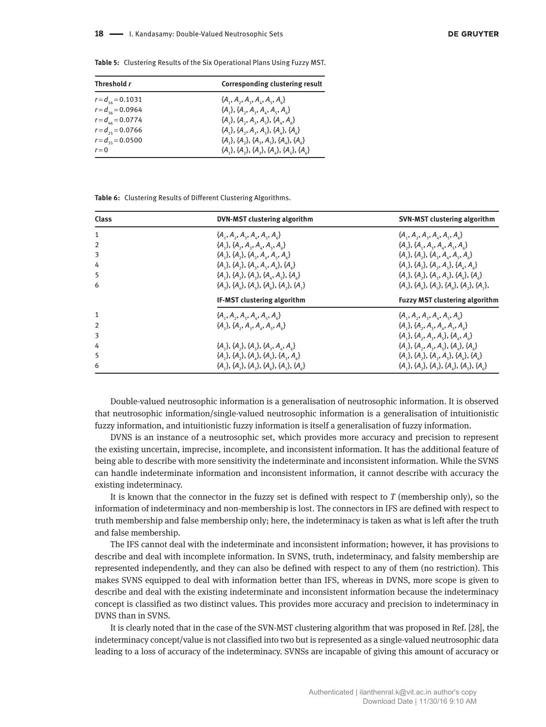**Table 5:** Clustering Results of the Six Operational Plans Using Fuzzy MST.

| Threshold $r$ | Corresponding clustering result |
|---|---|
| $r = d_{16} = 0.1031$ | $\{A_1, A_2, A_3, A_4, A_5, A_6\}$ |
| $r = d_{36} = 0.0964$ | $\{A_1\}, \{A_2, A_3, A_4, A_5, A_6\}$ |
| $r = d_{46} = 0.0774$ | $\{A_1\}, \{A_2, A_3, A_5\}, \{A_4, A_6\}$ |
| $r = d_{25} = 0.0766$ | $\{A_1\}, \{A_2, A_3, A_5\}, \{A_4\}, \{A_6\}$ |
| $r = d_{35} = 0.0500$ | $\{A_1\}, \{A_2\}, \{A_3, A_5\}, \{A_4\}, \{A_6\}$ |
| $r = 0$ | $\{A_1\}, \{A_2\}, \{A_3\}, \{A_4\}, \{A_5\}, \{A_6\}$ |

**Table 6:** Clustering Results of Different Clustering Algorithms.

| Class | DVN-MST clustering algorithm | SVN-MST clustering algorithm |
|---|---|---|
| 1 | $\{A_1, A_2, A_3, A_4, A_5, A_6\}$ | $\{A_1, A_2, A_3, A_4, A_5, A_6\}$ |
| 2 | $\{A_1\}, \{A_2, A_3, A_4, A_5, A_6\}$ | $\{A_2\}, \{A_1, A_3, A_4, A_5, A_6\}$ |
| 3 | $\{A_1\}, \{A_2\}, \{A_3, A_4, A_5, A_6\}$ | $\{A_1\}, \{A_2\}, \{A_3, A_4, A_5, A_6\}$ |
| 4 | $\{A_1\}, \{A_2\}, \{A_3, A_5, A_4\}, \{A_6\}$ | $\{A_1\}, \{A_2\}, \{A_3, A_5\}, \{A_4, A_6\}$ |
| 5 | $\{A_1\}, \{A_2\}, \{A_3\}, \{A_4, A_5\}, \{A_6\}$ | $\{A_1\}, \{A_2\}, \{A_3, A_5\}, \{A_4\}, \{A_6\}$ |
| 6 | $\{A_3\}, \{A_4\}, \{A_5\}, \{A_6\}, \{A_2\}, \{A_1\}$ | $\{A_3\}, \{A_4\}, \{A_5\}, \{A_6\}, \{A_2\}, \{A_1\}$, |
| | **IF-MST clustering algorithm** | **Fuzzy MST clustering algorithm** |
| 1 | $\{A_1, A_2, A_3, A_4, A_5, A_6\}$ | $\{A_1, A_2, A_3, A_4, A_5, A_6\}$ |
| 2 | $\{A_1\}, \{A_2, A_3, A_4, A_5, A_6\}$ | $\{A_1\}, \{A_2, A_3, A_4, A_5, A_6\}$ |
| 3 | | $\{A_1\}, \{A_2, A_3, A_5\}, \{A_4, A_6\}$ |
| 4 | $\{A_1\}, \{A_2\}, \{A_5\}, \{A_3, A_4, A_6\}$ | $\{A_1\}, \{A_2, A_3, A_5\}, \{A_4\}, \{A_6\}$ |
| 5 | $\{A_1\}, \{A_2\}, \{A_4\}, \{A_5\}, \{A_3, A_6\}$ | $\{A_1\}, \{A_2\}, \{A_3, A_5\}, \{A_4\}, \{A_6\}$ |
| 6 | $\{A_1\}, \{A_2\}, \{A_3\}, \{A_6\}, \{A_5\}, \{A_6\}$ | $\{A_1\}, \{A_2\}, \{A_3\}, \{A_4\}, \{A_5\}, \{A_6\}$ |

Double-valued neutrosophic information is a generalisation of neutrosophic information. It is observed that neutrosophic information/single-valued neutrosophic information is a generalisation of intuitionistic fuzzy information, and intuitionistic fuzzy information is itself a generalisation of fuzzy information.

DVNS is an instance of a neutrosophic set, which provides more accuracy and precision to represent the existing uncertain, imprecise, incomplete, and inconsistent information. It has the additional feature of being able to describe with more sensitivity the indeterminate and inconsistent information. While the SVNS can handle indeterminate information and inconsistent information, it cannot describe with accuracy the existing indeterminacy.

It is known that the connector in the fuzzy set is defined with respect to $T$ (membership only), so the information of indeterminacy and non-membership is lost. The connectors in IFS are defined with respect to truth membership and false membership only; here, the indeterminacy is taken as what is left after the truth and false membership.

The IFS cannot deal with the indeterminate and inconsistent information; however, it has provisions to describe and deal with incomplete information. In SVNS, truth, indeterminacy, and falsity membership are represented independently, and they can also be defined with respect to any of them (no restriction). This makes SVNS equipped to deal with information better than IFS, whereas in DVNS, more scope is given to describe and deal with the existing indeterminate and inconsistent information because the indeterminacy concept is classified as two distinct values. This provides more accuracy and precision to indeterminacy in DVNS than in SVNS.

It is clearly noted that in the case of the SVN-MST clustering algorithm that was proposed in Ref. [28], the indeterminacy concept/value is not classified into two but is represented as a single-valued neutrosophic data leading to a loss of accuracy of the indeterminacy. SVNSs are incapable of giving this amount of accuracy or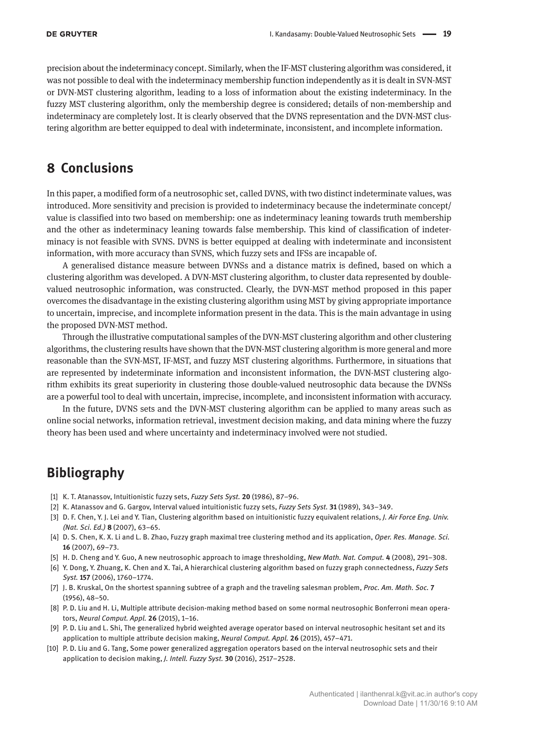precision about the indeterminacy concept. Similarly, when the IF-MST clustering algorithm was considered, it was not possible to deal with the indeterminacy membership function independently as it is dealt in SVN-MST or DVN-MST clustering algorithm, leading to a loss of information about the existing indeterminacy. In the fuzzy MST clustering algorithm, only the membership degree is considered; details of non-membership and indeterminacy are completely lost. It is clearly observed that the DVNS representation and the DVN-MST clustering algorithm are better equipped to deal with indeterminate, inconsistent, and incomplete information.

## 8 Conclusions

In this paper, a modified form of a neutrosophic set, called DVNS, with two distinct indeterminate values, was introduced. More sensitivity and precision is provided to indeterminacy because the indeterminate concept/value is classified into two based on membership: one as indeterminacy leaning towards truth membership and the other as indeterminacy leaning towards false membership. This kind of classification of indeterminacy is not feasible with SVNS. DVNS is better equipped at dealing with indeterminate and inconsistent information, with more accuracy than SVNS, which fuzzy sets and IFSs are incapable of.

A generalised distance measure between DVNSs and a distance matrix is defined, based on which a clustering algorithm was developed. A DVN-MST clustering algorithm, to cluster data represented by double-valued neutrosophic information, was constructed. Clearly, the DVN-MST method proposed in this paper overcomes the disadvantage in the existing clustering algorithm using MST by giving appropriate importance to uncertain, imprecise, and incomplete information present in the data. This is the main advantage in using the proposed DVN-MST method.

Through the illustrative computational samples of the DVN-MST clustering algorithm and other clustering algorithms, the clustering results have shown that the DVN-MST clustering algorithm is more general and more reasonable than the SVN-MST, IF-MST, and fuzzy MST clustering algorithms. Furthermore, in situations that are represented by indeterminate information and inconsistent information, the DVN-MST clustering algorithm exhibits its great superiority in clustering those double-valued neutrosophic data because the DVNSs are a powerful tool to deal with uncertain, imprecise, incomplete, and inconsistent information with accuracy.

In the future, DVNS sets and the DVN-MST clustering algorithm can be applied to many areas such as online social networks, information retrieval, investment decision making, and data mining where the fuzzy theory has been used and where uncertainty and indeterminacy involved were not studied.

## Bibliography

[1] K. T. Atanassov, Intuitionistic fuzzy sets, *Fuzzy Sets Syst.* **20** (1986), 87–96.

[2] K. Atanassov and G. Gargov, Interval valued intuitionistic fuzzy sets, *Fuzzy Sets Syst.* **31** (1989), 343–349.

[3] D. F. Chen, Y. J. Lei and Y. Tian, Clustering algorithm based on intuitionistic fuzzy equivalent relations, *J. Air Force Eng. Univ. (Nat. Sci. Ed.)* **8** (2007), 63–65.

[4] D. S. Chen, K. X. Li and L. B. Zhao, Fuzzy graph maximal tree clustering method and its application, *Oper. Res. Manage. Sci.* **16** (2007), 69–73.

[5] H. D. Cheng and Y. Guo, A new neutrosophic approach to image thresholding, *New Math. Nat. Comput.* **4** (2008), 291–308.

[6] Y. Dong, Y. Zhuang, K. Chen and X. Tai, A hierarchical clustering algorithm based on fuzzy graph connectedness, *Fuzzy Sets Syst.* **157** (2006), 1760–1774.

[7] J. B. Kruskal, On the shortest spanning subtree of a graph and the traveling salesman problem, *Proc. Am. Math. Soc.* **7** (1956), 48–50.

[8] P. D. Liu and H. Li, Multiple attribute decision-making method based on some normal neutrosophic Bonferroni mean operators, *Neural Comput. Appl.* **26** (2015), 1–16.

[9] P. D. Liu and L. Shi, The generalized hybrid weighted average operator based on interval neutrosophic hesitant set and its application to multiple attribute decision making, *Neural Comput. Appl.* **26** (2015), 457–471.

[10] P. D. Liu and G. Tang, Some power generalized aggregation operators based on the interval neutrosophic sets and their application to decision making, *J. Intell. Fuzzy Syst.* **30** (2016), 2517–2528.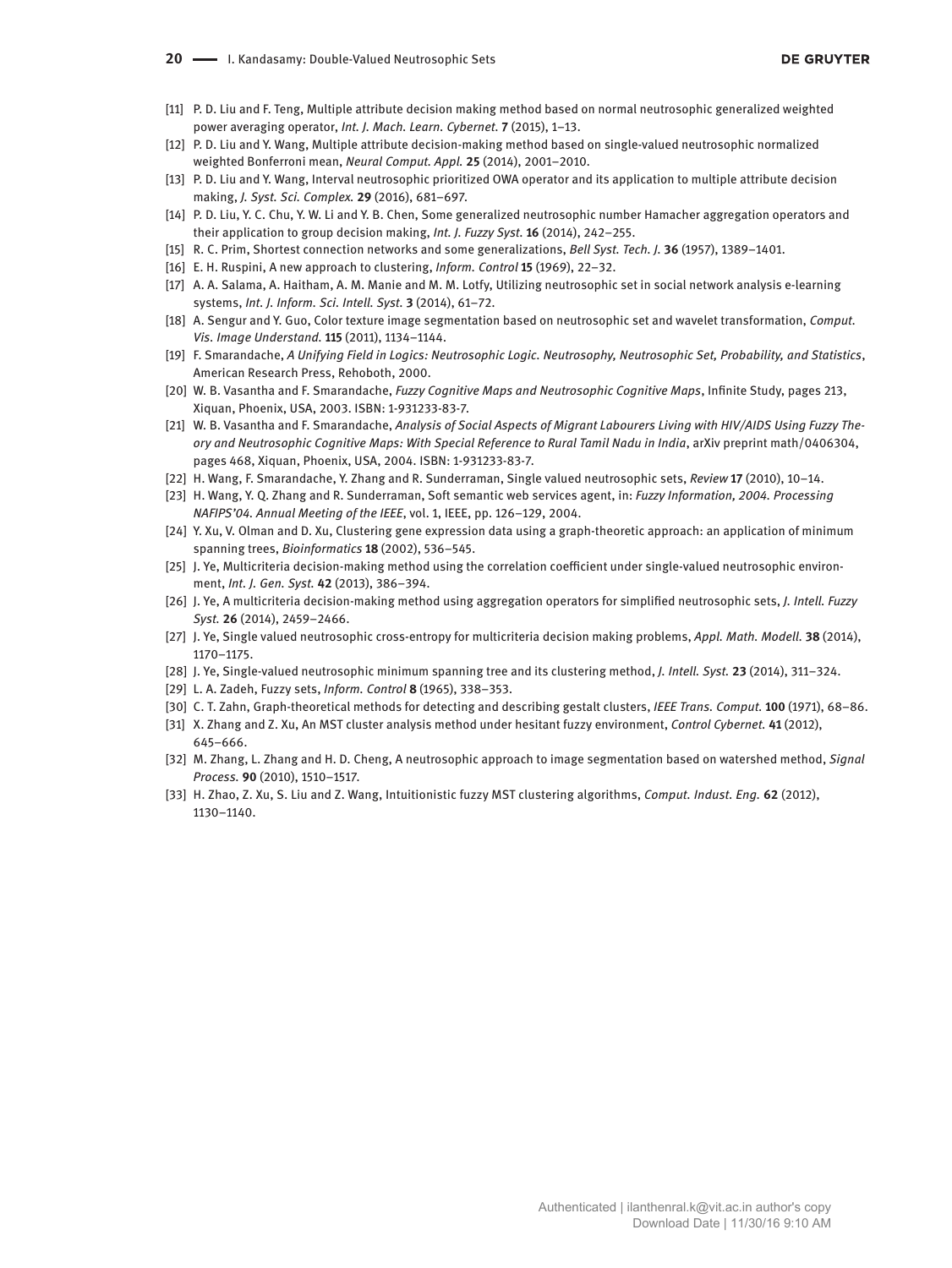[11] P. D. Liu and F. Teng, Multiple attribute decision making method based on normal neutrosophic generalized weighted power averaging operator, *Int. J. Mach. Learn. Cybernet.* **7** (2015), 1–13.

[12] P. D. Liu and Y. Wang, Multiple attribute decision-making method based on single-valued neutrosophic normalized weighted Bonferroni mean, *Neural Comput. Appl.* **25** (2014), 2001–2010.

[13] P. D. Liu and Y. Wang, Interval neutrosophic prioritized OWA operator and its application to multiple attribute decision making, *J. Syst. Sci. Complex.* **29** (2016), 681–697.

[14] P. D. Liu, Y. C. Chu, Y. W. Li and Y. B. Chen, Some generalized neutrosophic number Hamacher aggregation operators and their application to group decision making, *Int. J. Fuzzy Syst.* **16** (2014), 242–255.

[15] R. C. Prim, Shortest connection networks and some generalizations, *Bell Syst. Tech. J.* **36** (1957), 1389–1401.

[16] E. H. Ruspini, A new approach to clustering, *Inform. Control* **15** (1969), 22–32.

[17] A. A. Salama, A. Haitham, A. M. Manie and M. M. Lotfy, Utilizing neutrosophic set in social network analysis e-learning systems, *Int. J. Inform. Sci. Intell. Syst.* **3** (2014), 61–72.

[18] A. Sengur and Y. Guo, Color texture image segmentation based on neutrosophic set and wavelet transformation, *Comput. Vis. Image Understand.* **115** (2011), 1134–1144.

[19] F. Smarandache, *A Unifying Field in Logics: Neutrosophic Logic. Neutrosophy, Neutrosophic Set, Probability, and Statistics*, American Research Press, Rehoboth, 2000.

[20] W. B. Vasantha and F. Smarandache, *Fuzzy Cognitive Maps and Neutrosophic Cognitive Maps*, Infinite Study, pages 213, Xiquan, Phoenix, USA, 2003. ISBN: 1-931233-83-7.

[21] W. B. Vasantha and F. Smarandache, *Analysis of Social Aspects of Migrant Labourers Living with HIV/AIDS Using Fuzzy Theory and Neutrosophic Cognitive Maps: With Special Reference to Rural Tamil Nadu in India*, arXiv preprint math/0406304, pages 468, Xiquan, Phoenix, USA, 2004. ISBN: 1-931233-83-7.

[22] H. Wang, F. Smarandache, Y. Zhang and R. Sunderraman, Single valued neutrosophic sets, *Review* **17** (2010), 10–14.

[23] H. Wang, Y. Q. Zhang and R. Sunderraman, Soft semantic web services agent, in: *Fuzzy Information, 2004. Processing NAFIPS'04. Annual Meeting of the IEEE*, vol. 1, IEEE, pp. 126–129, 2004.

[24] Y. Xu, V. Olman and D. Xu, Clustering gene expression data using a graph-theoretic approach: an application of minimum spanning trees, *Bioinformatics* **18** (2002), 536–545.

[25] J. Ye, Multicriteria decision-making method using the correlation coefficient under single-valued neutrosophic environment, *Int. J. Gen. Syst.* **42** (2013), 386–394.

[26] J. Ye, A multicriteria decision-making method using aggregation operators for simplified neutrosophic sets, *J. Intell. Fuzzy Syst.* **26** (2014), 2459–2466.

[27] J. Ye, Single valued neutrosophic cross-entropy for multicriteria decision making problems, *Appl. Math. Modell.* **38** (2014), 1170–1175.

[28] J. Ye, Single-valued neutrosophic minimum spanning tree and its clustering method, *J. Intell. Syst.* **23** (2014), 311–324.

[29] L. A. Zadeh, Fuzzy sets, *Inform. Control* **8** (1965), 338–353.

[30] C. T. Zahn, Graph-theoretical methods for detecting and describing gestalt clusters, *IEEE Trans. Comput.* **100** (1971), 68–86.

[31] X. Zhang and Z. Xu, An MST cluster analysis method under hesitant fuzzy environment, *Control Cybernet.* **41** (2012), 645–666.

[32] M. Zhang, L. Zhang and H. D. Cheng, A neutrosophic approach to image segmentation based on watershed method, *Signal Process.* **90** (2010), 1510–1517.

[33] H. Zhao, Z. Xu, S. Liu and Z. Wang, Intuitionistic fuzzy MST clustering algorithms, *Comput. Indust. Eng.* **62** (2012), 1130–1140.